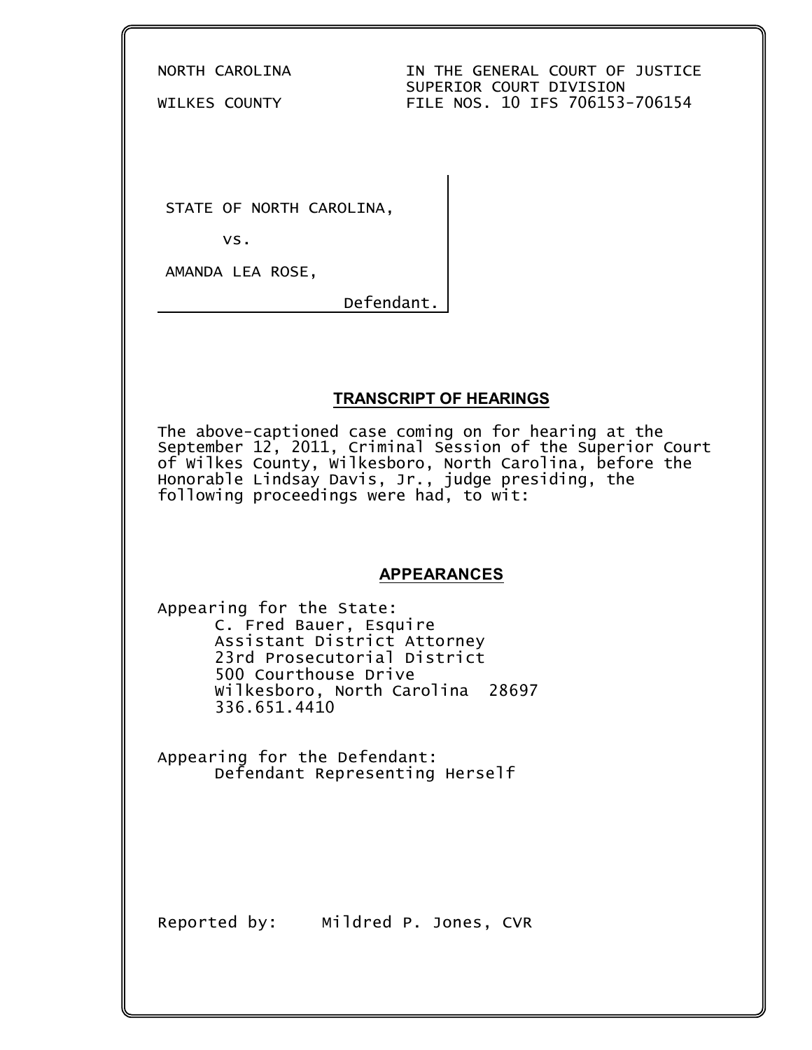NORTH CAROLINA — IN THE GENERAL COURT OF JUSTICE
SUPERIOR COURT DIVISION

WILKES COUNTY — FILE NOS. 10 IFS 706153-706154

STATE OF NORTH CAROLINA,

vs.

AMANDA LEA ROSE,

Defendant.

## TRANSCRIPT OF HEARINGS

The above-captioned case coming on for hearing at the September 12, 2011, Criminal Session of the Superior Court of Wilkes County, Wilkesboro, North Carolina, before the Honorable Lindsay Davis, Jr., judge presiding, the following proceedings were had, to wit:

## APPEARANCES

Appearing for the State:
C. Fred Bauer, Esquire
Assistant District Attorney
23rd Prosecutorial District
500 Courthouse Drive
Wilkesboro, North Carolina 28697
336.651.4410

Appearing for the Defendant:
Defendant Representing Herself

Reported by: Mildred P. Jones, CVR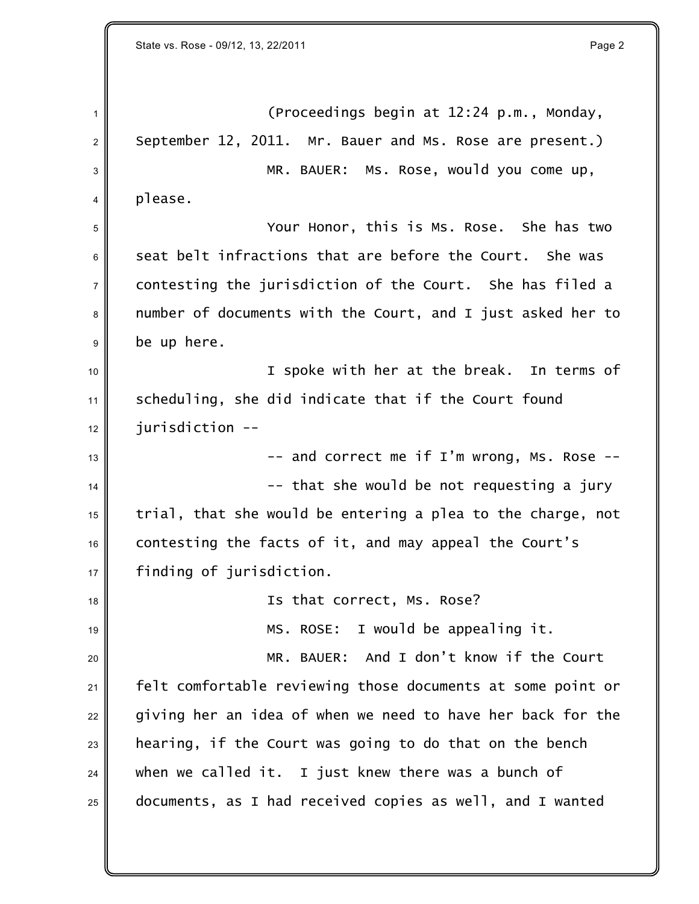(Proceedings begin at 12:24 p.m., Monday, September 12, 2011. Mr. Bauer and Ms. Rose are present.)

MR. BAUER: Ms. Rose, would you come up, please.

Your Honor, this is Ms. Rose. She has two seat belt infractions that are before the Court. She was contesting the jurisdiction of the Court. She has filed a number of documents with the Court, and I just asked her to be up here.

I spoke with her at the break. In terms of scheduling, she did indicate that if the Court found jurisdiction --

-- and correct me if I'm wrong, Ms. Rose --

-- that she would be not requesting a jury trial, that she would be entering a plea to the charge, not contesting the facts of it, and may appeal the Court's finding of jurisdiction.

Is that correct, Ms. Rose?

MS. ROSE: I would be appealing it.

MR. BAUER: And I don't know if the Court felt comfortable reviewing those documents at some point or giving her an idea of when we need to have her back for the hearing, if the Court was going to do that on the bench when we called it. I just knew there was a bunch of documents, as I had received copies as well, and I wanted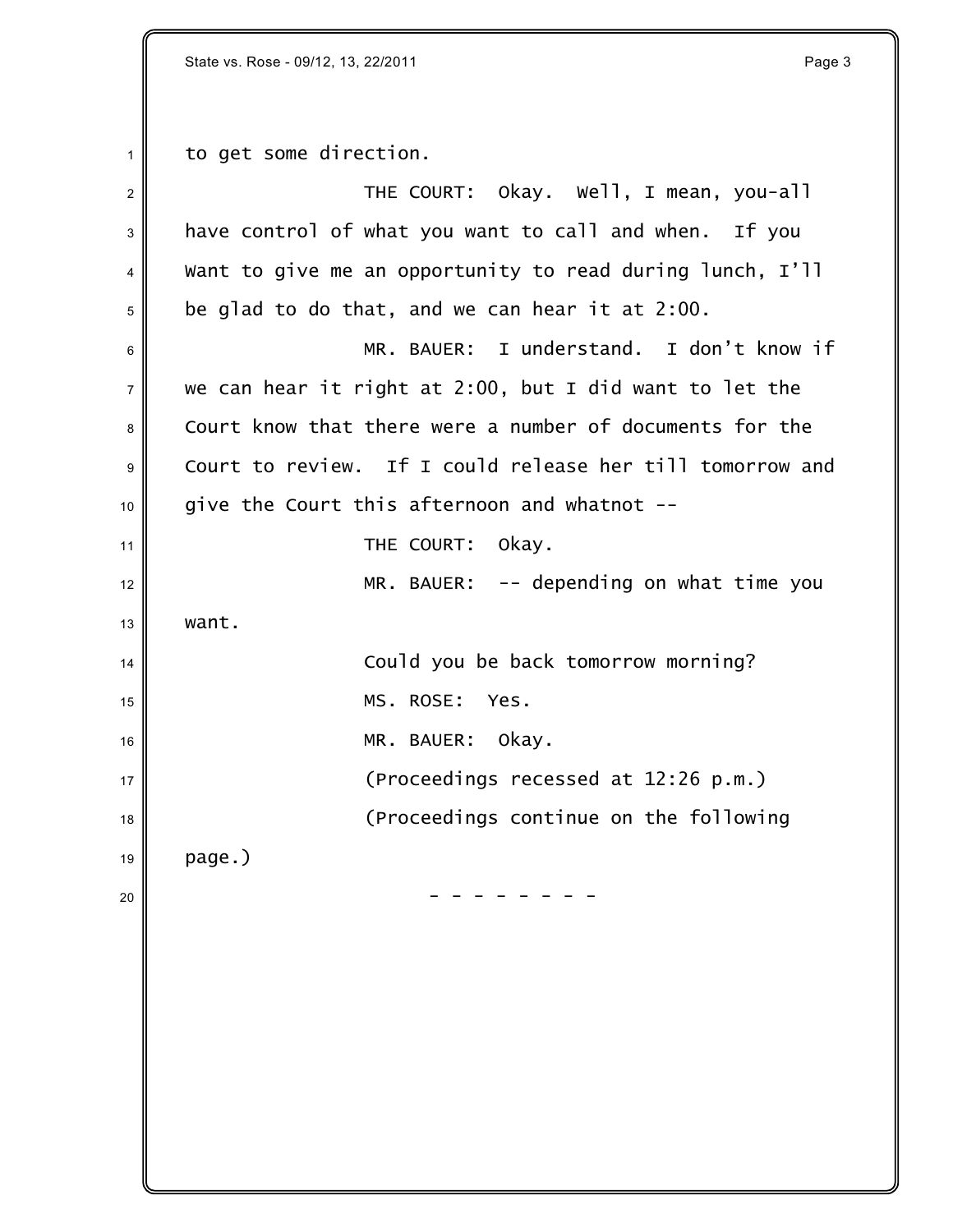to get some direction.

THE COURT: Okay. Well, I mean, you-all have control of what you want to call and when. If you want to give me an opportunity to read during lunch, I'll be glad to do that, and we can hear it at 2:00.

MR. BAUER: I understand. I don't know if we can hear it right at 2:00, but I did want to let the Court know that there were a number of documents for the Court to review. If I could release her till tomorrow and give the Court this afternoon and whatnot --

THE COURT: Okay.

MR. BAUER: -- depending on what time you want.

Could you be back tomorrow morning?

MS. ROSE: Yes.

MR. BAUER: Okay.

(Proceedings recessed at 12:26 p.m.)

(Proceedings continue on the following page.)

\- - - - - - - -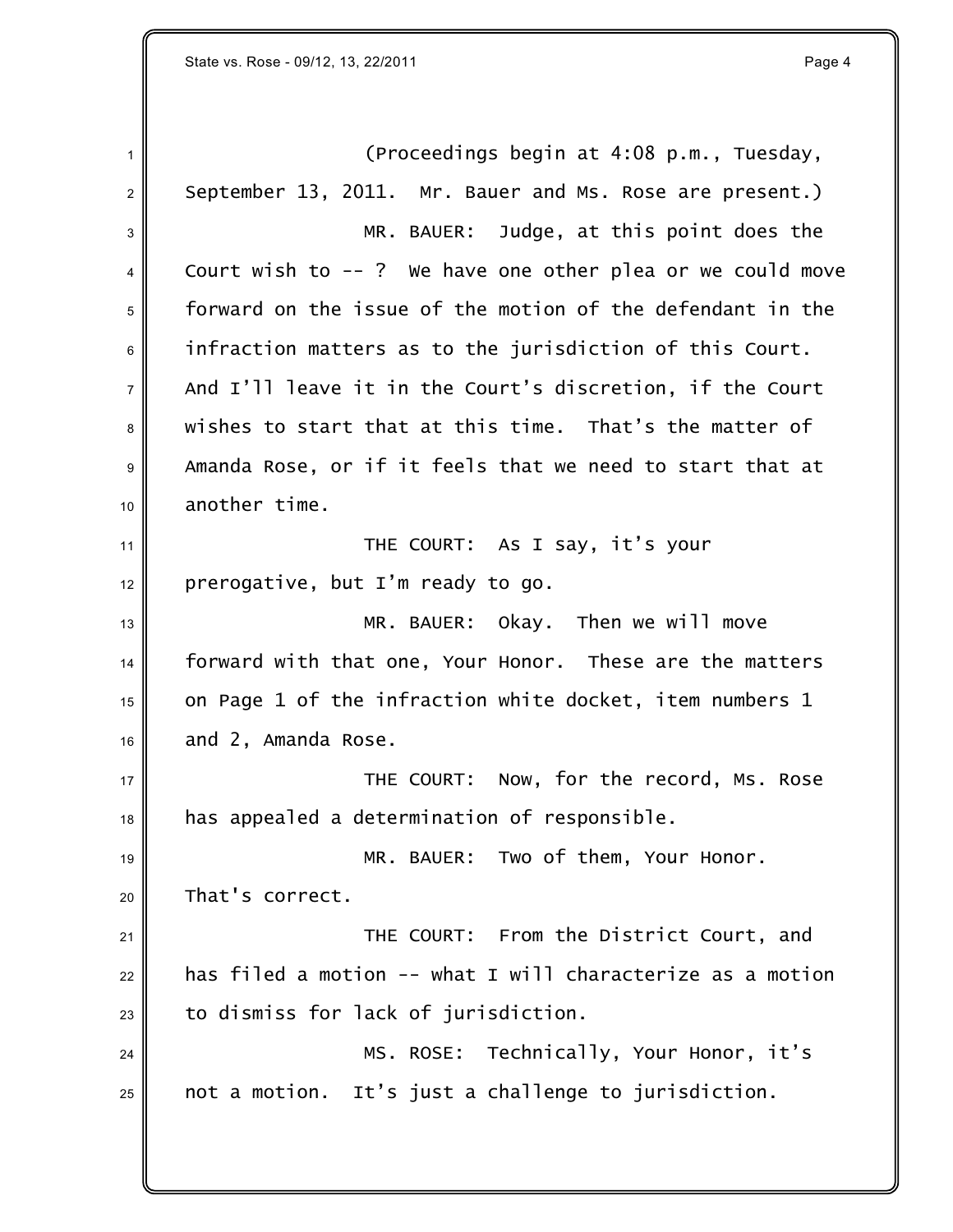(Proceedings begin at 4:08 p.m., Tuesday, September 13, 2011. Mr. Bauer and Ms. Rose are present.)

MR. BAUER: Judge, at this point does the Court wish to -- ? We have one other plea or we could move forward on the issue of the motion of the defendant in the infraction matters as to the jurisdiction of this Court. And I'll leave it in the Court's discretion, if the Court wishes to start that at this time. That's the matter of Amanda Rose, or if it feels that we need to start that at another time.

THE COURT: As I say, it's your prerogative, but I'm ready to go.

MR. BAUER: Okay. Then we will move forward with that one, Your Honor. These are the matters on Page 1 of the infraction white docket, item numbers 1 and 2, Amanda Rose.

THE COURT: Now, for the record, Ms. Rose has appealed a determination of responsible.

MR. BAUER: Two of them, Your Honor. That's correct.

THE COURT: From the District Court, and has filed a motion -- what I will characterize as a motion to dismiss for lack of jurisdiction.

MS. ROSE: Technically, Your Honor, it's not a motion. It's just a challenge to jurisdiction.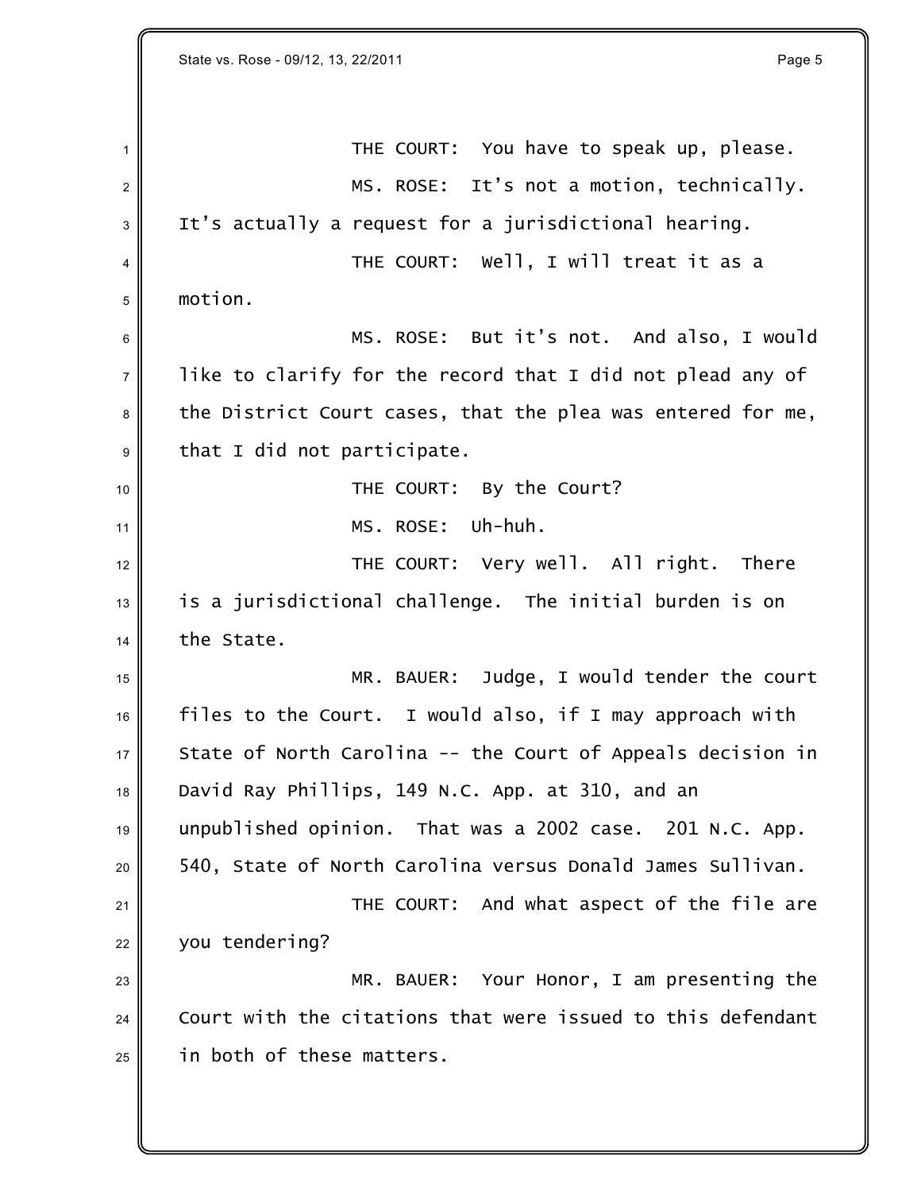THE COURT: You have to speak up, please.

MS. ROSE: It's not a motion, technically. It's actually a request for a jurisdictional hearing.

THE COURT: Well, I will treat it as a motion.

MS. ROSE: But it's not. And also, I would like to clarify for the record that I did not plead any of the District Court cases, that the plea was entered for me, that I did not participate.

THE COURT: By the Court?

MS. ROSE: Uh-huh.

THE COURT: Very well. All right. There is a jurisdictional challenge. The initial burden is on the State.

MR. BAUER: Judge, I would tender the court files to the Court. I would also, if I may approach with State of North Carolina -- the Court of Appeals decision in David Ray Phillips, 149 N.C. App. at 310, and an unpublished opinion. That was a 2002 case. 201 N.C. App. 540, State of North Carolina versus Donald James Sullivan.

THE COURT: And what aspect of the file are you tendering?

MR. BAUER: Your Honor, I am presenting the Court with the citations that were issued to this defendant in both of these matters.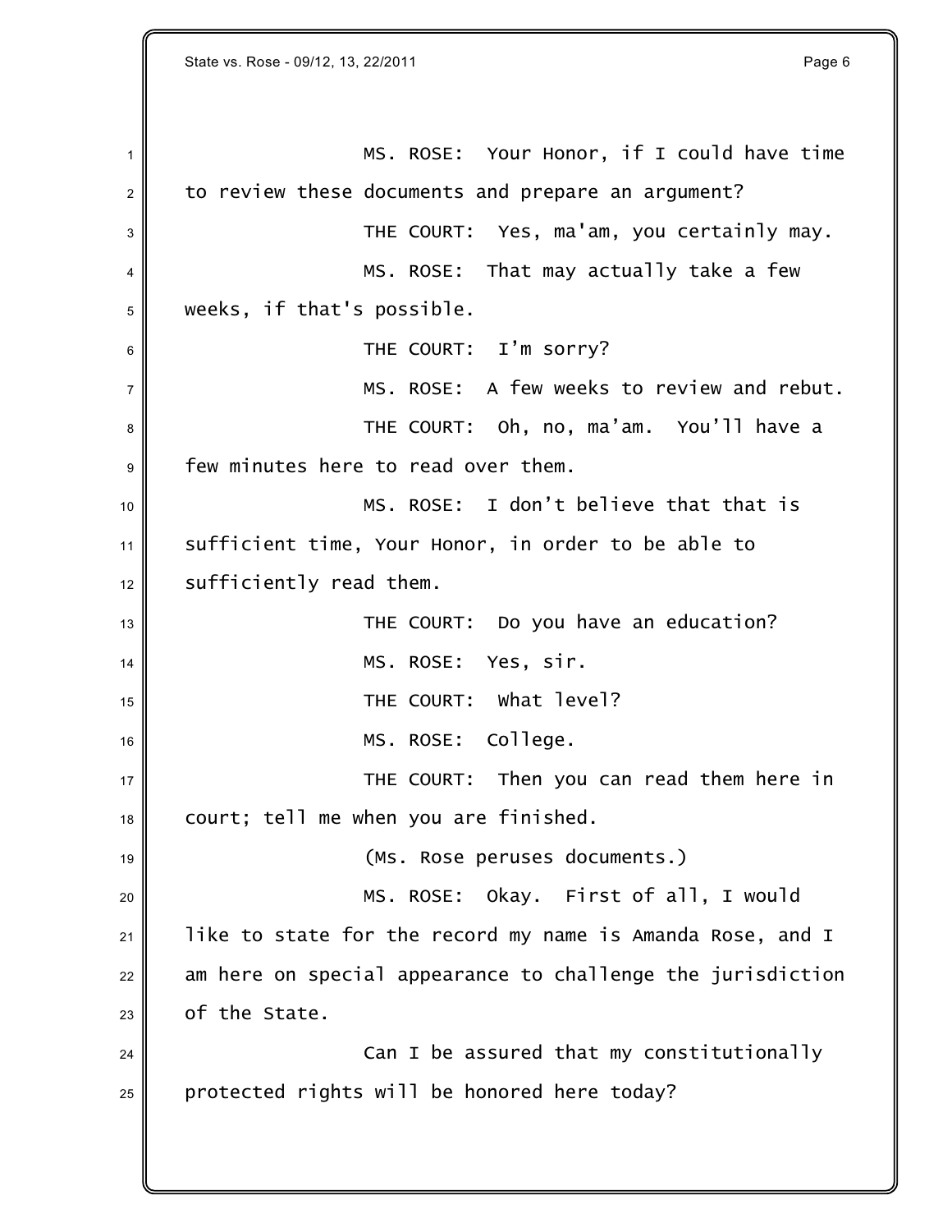MS. ROSE: Your Honor, if I could have time to review these documents and prepare an argument?

THE COURT: Yes, ma'am, you certainly may.

MS. ROSE: That may actually take a few weeks, if that's possible.

THE COURT: I'm sorry?

MS. ROSE: A few weeks to review and rebut.

THE COURT: Oh, no, ma'am. You'll have a few minutes here to read over them.

MS. ROSE: I don't believe that that is sufficient time, Your Honor, in order to be able to sufficiently read them.

THE COURT: Do you have an education?

MS. ROSE: Yes, sir.

THE COURT: What level?

MS. ROSE: College.

THE COURT: Then you can read them here in court; tell me when you are finished.

(Ms. Rose peruses documents.)

MS. ROSE: Okay. First of all, I would like to state for the record my name is Amanda Rose, and I am here on special appearance to challenge the jurisdiction of the State.

Can I be assured that my constitutionally protected rights will be honored here today?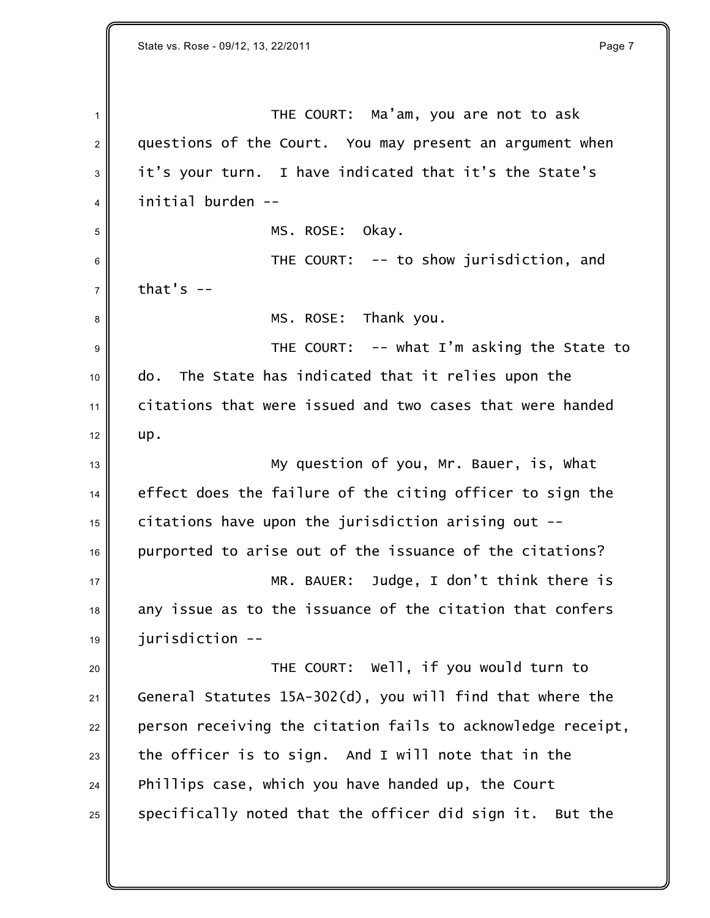THE COURT: Ma'am, you are not to ask questions of the Court. You may present an argument when it's your turn. I have indicated that it's the State's initial burden --

MS. ROSE: Okay.

THE COURT: -- to show jurisdiction, and that's --

MS. ROSE: Thank you.

THE COURT: -- what I'm asking the State to do. The State has indicated that it relies upon the citations that were issued and two cases that were handed up.

My question of you, Mr. Bauer, is, What effect does the failure of the citing officer to sign the citations have upon the jurisdiction arising out -- purported to arise out of the issuance of the citations?

MR. BAUER: Judge, I don't think there is any issue as to the issuance of the citation that confers jurisdiction --

THE COURT: Well, if you would turn to General Statutes 15A-302(d), you will find that where the person receiving the citation fails to acknowledge receipt, the officer is to sign. And I will note that in the Phillips case, which you have handed up, the Court specifically noted that the officer did sign it. But the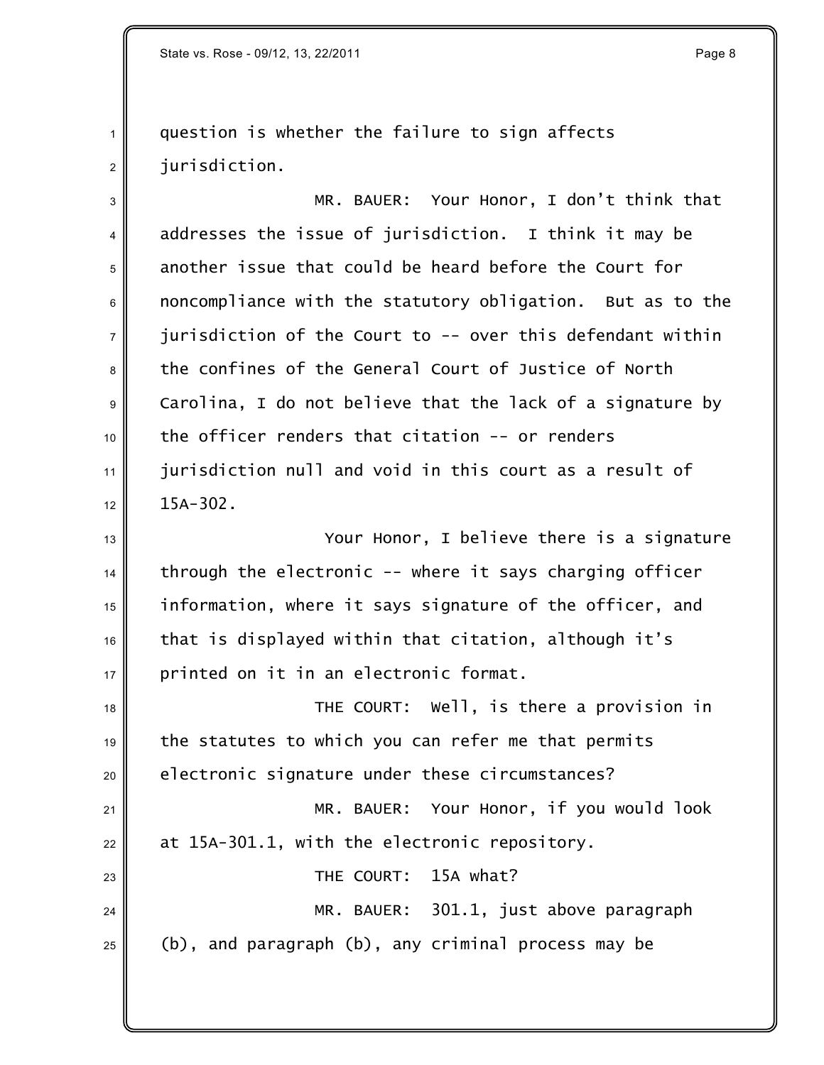question is whether the failure to sign affects jurisdiction.

MR. BAUER: Your Honor, I don't think that addresses the issue of jurisdiction. I think it may be another issue that could be heard before the Court for noncompliance with the statutory obligation. But as to the jurisdiction of the Court to -- over this defendant within the confines of the General Court of Justice of North Carolina, I do not believe that the lack of a signature by the officer renders that citation -- or renders jurisdiction null and void in this court as a result of 15A-302.

Your Honor, I believe there is a signature through the electronic -- where it says charging officer information, where it says signature of the officer, and that is displayed within that citation, although it's printed on it in an electronic format.

THE COURT: Well, is there a provision in the statutes to which you can refer me that permits electronic signature under these circumstances?

MR. BAUER: Your Honor, if you would look at 15A-301.1, with the electronic repository.

THE COURT: 15A what?

MR. BAUER: 301.1, just above paragraph (b), and paragraph (b), any criminal process may be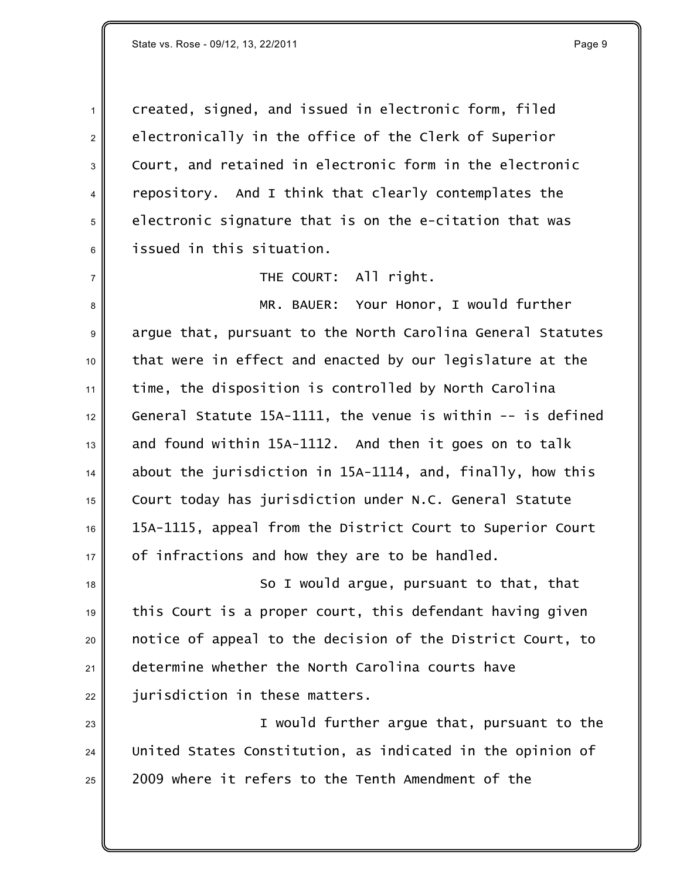created, signed, and issued in electronic form, filed electronically in the office of the Clerk of Superior Court, and retained in electronic form in the electronic repository. And I think that clearly contemplates the electronic signature that is on the e-citation that was issued in this situation.

THE COURT: All right.

MR. BAUER: Your Honor, I would further argue that, pursuant to the North Carolina General Statutes that were in effect and enacted by our legislature at the time, the disposition is controlled by North Carolina General Statute 15A-1111, the venue is within -- is defined and found within 15A-1112. And then it goes on to talk about the jurisdiction in 15A-1114, and, finally, how this Court today has jurisdiction under N.C. General Statute 15A-1115, appeal from the District Court to Superior Court of infractions and how they are to be handled.

So I would argue, pursuant to that, that this Court is a proper court, this defendant having given notice of appeal to the decision of the District Court, to determine whether the North Carolina courts have jurisdiction in these matters.

I would further argue that, pursuant to the United States Constitution, as indicated in the opinion of 2009 where it refers to the Tenth Amendment of the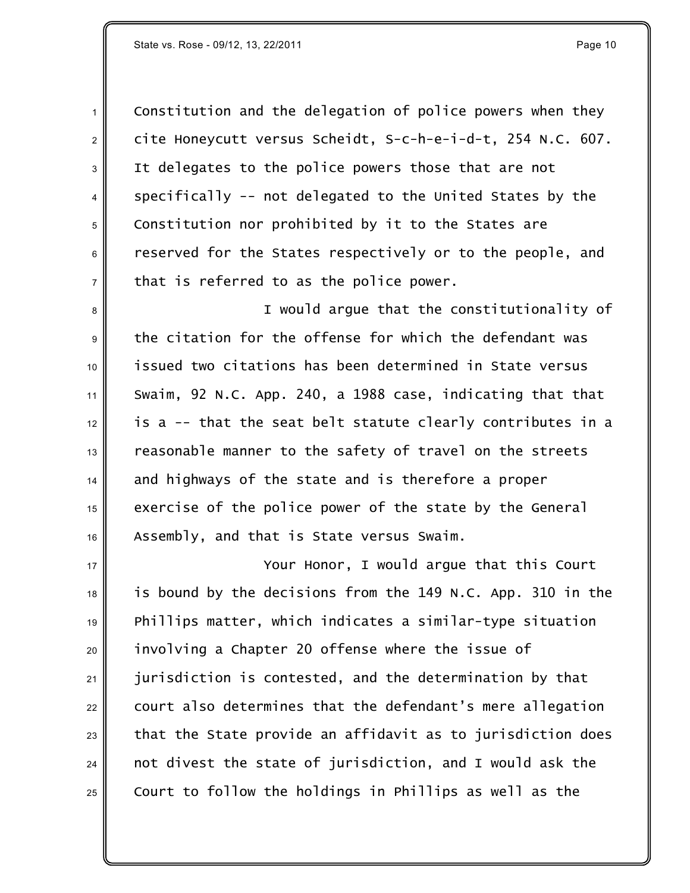Constitution and the delegation of police powers when they cite Honeycutt versus Scheidt, S-c-h-e-i-d-t, 254 N.C. 607. It delegates to the police powers those that are not specifically -- not delegated to the United States by the Constitution nor prohibited by it to the States are reserved for the States respectively or to the people, and that is referred to as the police power.

I would argue that the constitutionality of the citation for the offense for which the defendant was issued two citations has been determined in State versus Swaim, 92 N.C. App. 240, a 1988 case, indicating that that is a -- that the seat belt statute clearly contributes in a reasonable manner to the safety of travel on the streets and highways of the state and is therefore a proper exercise of the police power of the state by the General Assembly, and that is State versus Swaim.

Your Honor, I would argue that this Court is bound by the decisions from the 149 N.C. App. 310 in the Phillips matter, which indicates a similar-type situation involving a Chapter 20 offense where the issue of jurisdiction is contested, and the determination by that court also determines that the defendant's mere allegation that the State provide an affidavit as to jurisdiction does not divest the state of jurisdiction, and I would ask the Court to follow the holdings in Phillips as well as the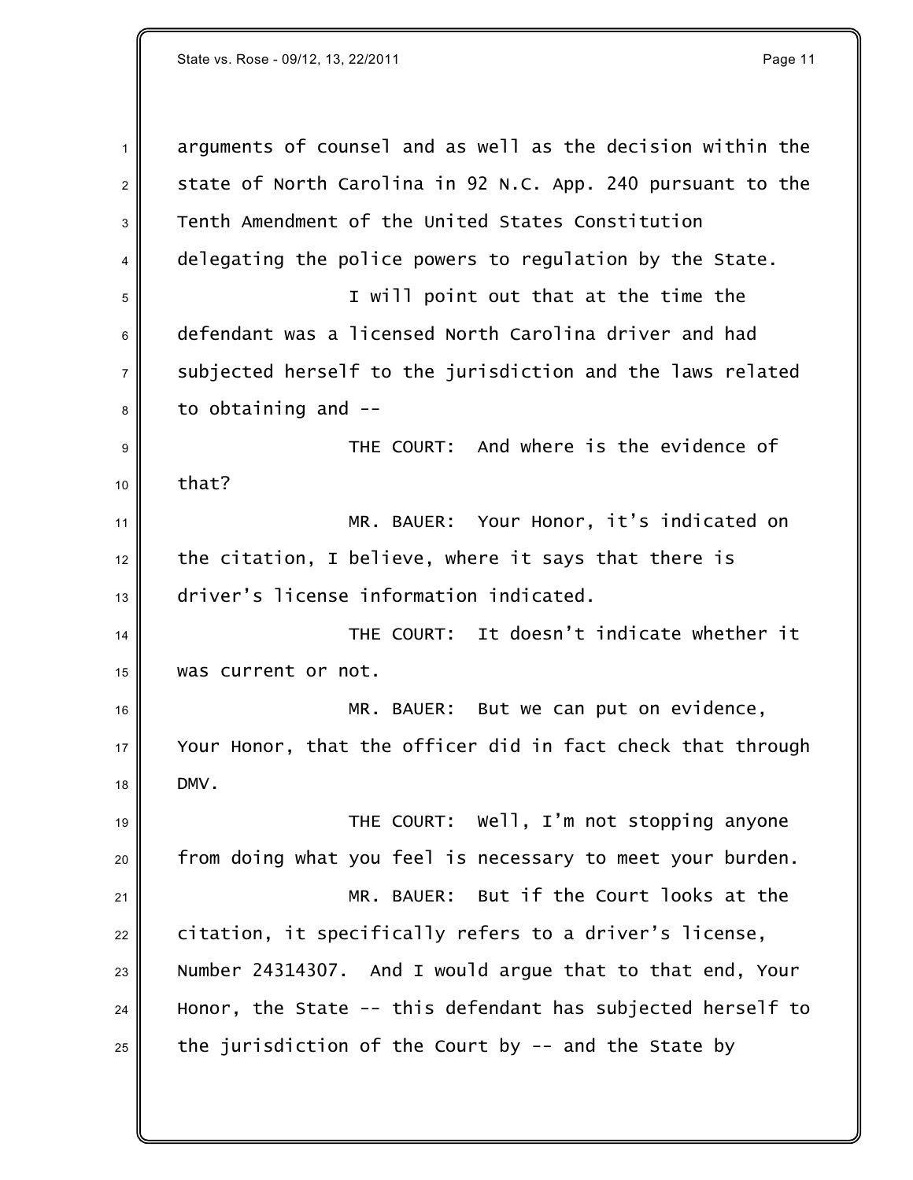arguments of counsel and as well as the decision within the state of North Carolina in 92 N.C. App. 240 pursuant to the Tenth Amendment of the United States Constitution delegating the police powers to regulation by the State.

I will point out that at the time the defendant was a licensed North Carolina driver and had subjected herself to the jurisdiction and the laws related to obtaining and --

THE COURT: And where is the evidence of that?

MR. BAUER: Your Honor, it's indicated on the citation, I believe, where it says that there is driver's license information indicated.

THE COURT: It doesn't indicate whether it was current or not.

MR. BAUER: But we can put on evidence, Your Honor, that the officer did in fact check that through DMV.

THE COURT: Well, I'm not stopping anyone from doing what you feel is necessary to meet your burden.

MR. BAUER: But if the Court looks at the citation, it specifically refers to a driver's license, Number 24314307. And I would argue that to that end, Your Honor, the State -- this defendant has subjected herself to the jurisdiction of the Court by -- and the State by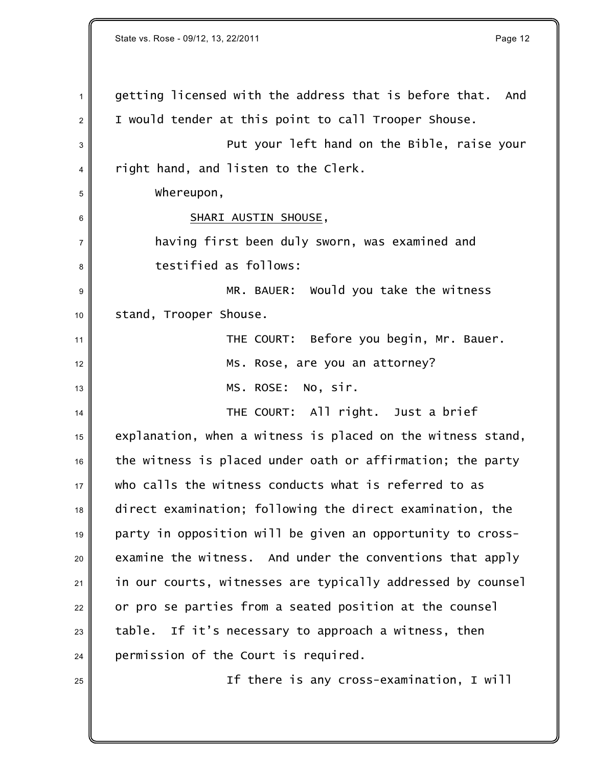getting licensed with the address that is before that. And I would tender at this point to call Trooper Shouse.

Put your left hand on the Bible, raise your right hand, and listen to the Clerk.

Whereupon,

SHARI AUSTIN SHOUSE,

having first been duly sworn, was examined and testified as follows:

MR. BAUER: Would you take the witness stand, Trooper Shouse.

THE COURT: Before you begin, Mr. Bauer.

Ms. Rose, are you an attorney?

MS. ROSE: No, sir.

THE COURT: All right. Just a brief explanation, when a witness is placed on the witness stand, the witness is placed under oath or affirmation; the party who calls the witness conducts what is referred to as direct examination; following the direct examination, the party in opposition will be given an opportunity to cross-examine the witness. And under the conventions that apply in our courts, witnesses are typically addressed by counsel or pro se parties from a seated position at the counsel table. If it's necessary to approach a witness, then permission of the Court is required.

If there is any cross-examination, I will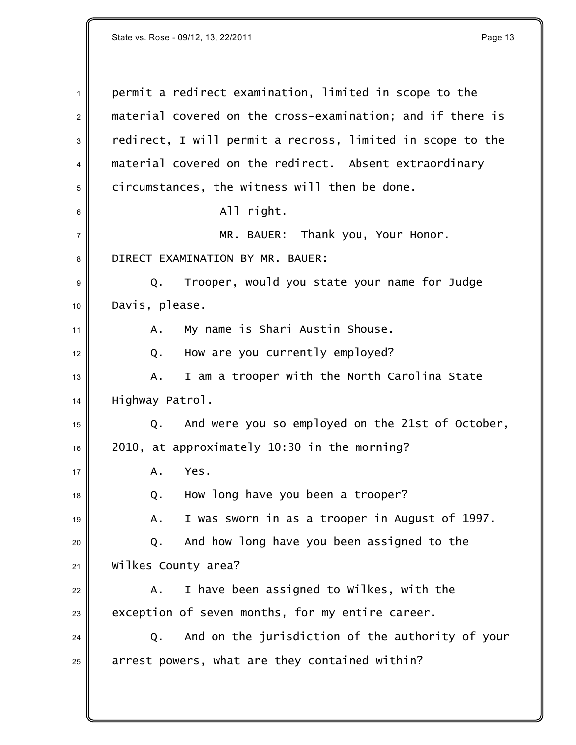permit a redirect examination, limited in scope to the material covered on the cross-examination; and if there is redirect, I will permit a recross, limited in scope to the material covered on the redirect. Absent extraordinary circumstances, the witness will then be done.

All right.

MR. BAUER: Thank you, Your Honor.

DIRECT EXAMINATION BY MR. BAUER:

Q. Trooper, would you state your name for Judge Davis, please.

A. My name is Shari Austin Shouse.

Q. How are you currently employed?

A. I am a trooper with the North Carolina State Highway Patrol.

Q. And were you so employed on the 21st of October, 2010, at approximately 10:30 in the morning?

A. Yes.

Q. How long have you been a trooper?

A. I was sworn in as a trooper in August of 1997.

Q. And how long have you been assigned to the Wilkes County area?

A. I have been assigned to Wilkes, with the exception of seven months, for my entire career.

Q. And on the jurisdiction of the authority of your arrest powers, what are they contained within?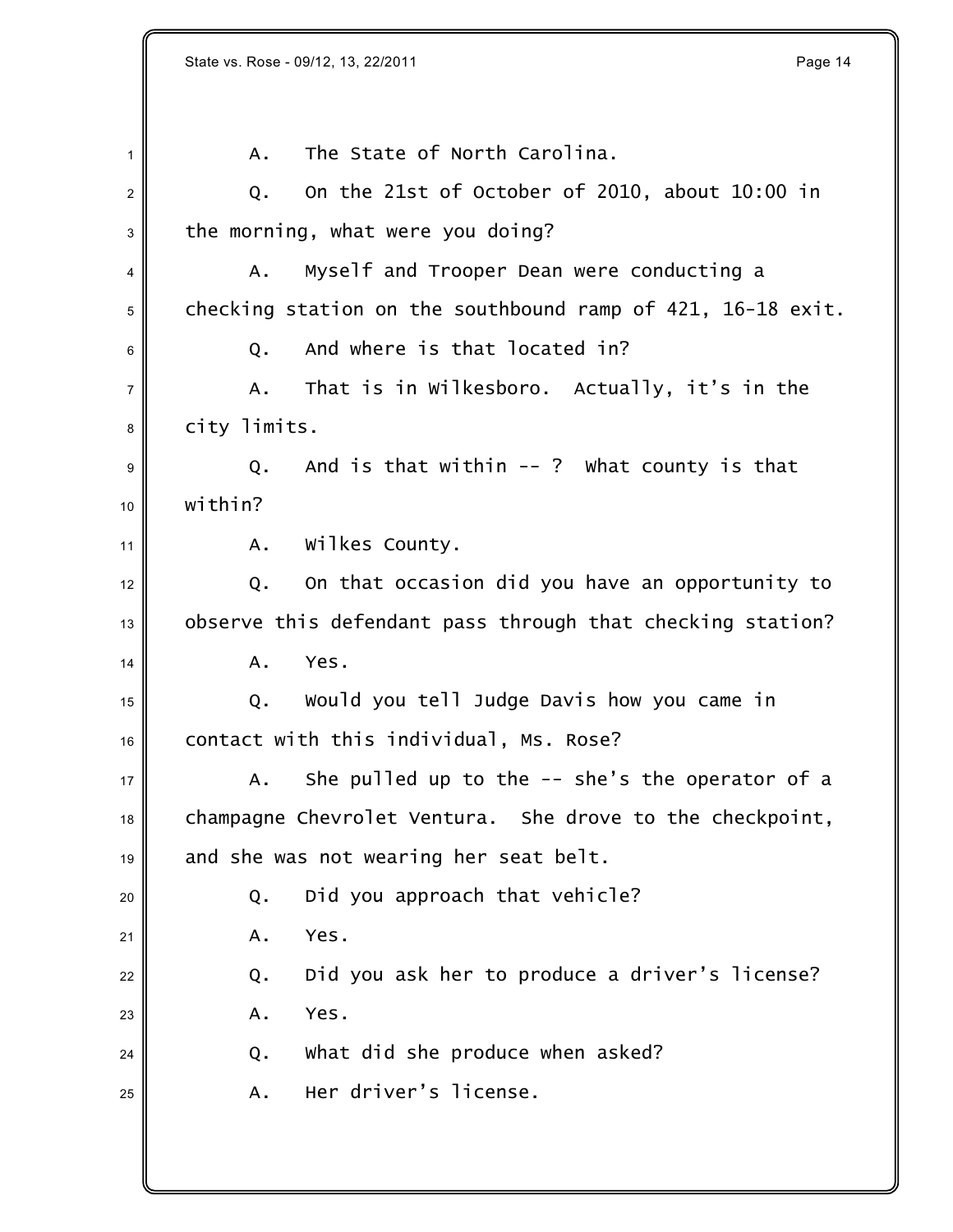A. The State of North Carolina.

Q. On the 21st of October of 2010, about 10:00 in the morning, what were you doing?

A. Myself and Trooper Dean were conducting a checking station on the southbound ramp of 421, 16-18 exit.

Q. And where is that located in?

A. That is in Wilkesboro. Actually, it's in the city limits.

Q. And is that within -- ? What county is that within?

A. Wilkes County.

Q. On that occasion did you have an opportunity to observe this defendant pass through that checking station?

A. Yes.

Q. Would you tell Judge Davis how you came in contact with this individual, Ms. Rose?

A. She pulled up to the -- she's the operator of a champagne Chevrolet Ventura. She drove to the checkpoint, and she was not wearing her seat belt.

Q. Did you approach that vehicle?

A. Yes.

Q. Did you ask her to produce a driver's license?

A. Yes.

Q. What did she produce when asked?

A. Her driver's license.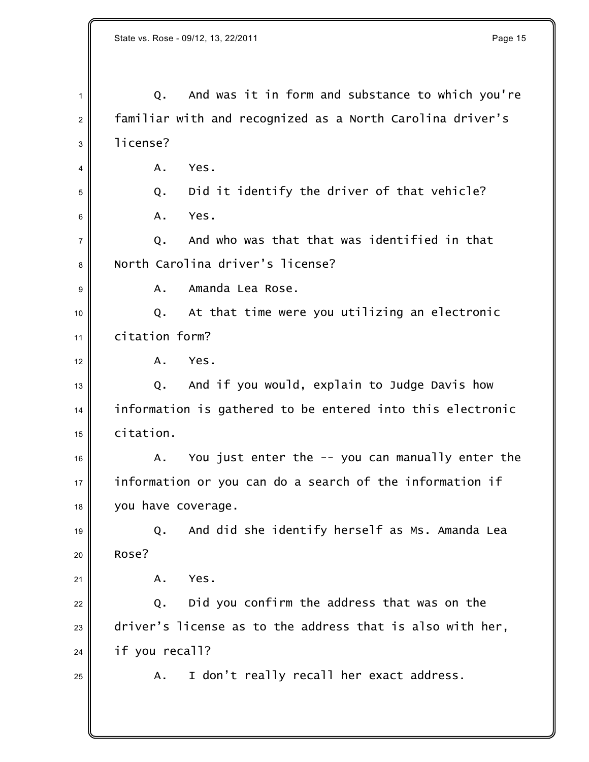Q. And was it in form and substance to which you're familiar with and recognized as a North Carolina driver's license?

A. Yes.

Q. Did it identify the driver of that vehicle?

A. Yes.

Q. And who was that that was identified in that North Carolina driver's license?

A. Amanda Lea Rose.

Q. At that time were you utilizing an electronic citation form?

A. Yes.

Q. And if you would, explain to Judge Davis how information is gathered to be entered into this electronic citation.

A. You just enter the -- you can manually enter the information or you can do a search of the information if you have coverage.

Q. And did she identify herself as Ms. Amanda Lea Rose?

A. Yes.

Q. Did you confirm the address that was on the driver's license as to the address that is also with her, if you recall?

A. I don't really recall her exact address.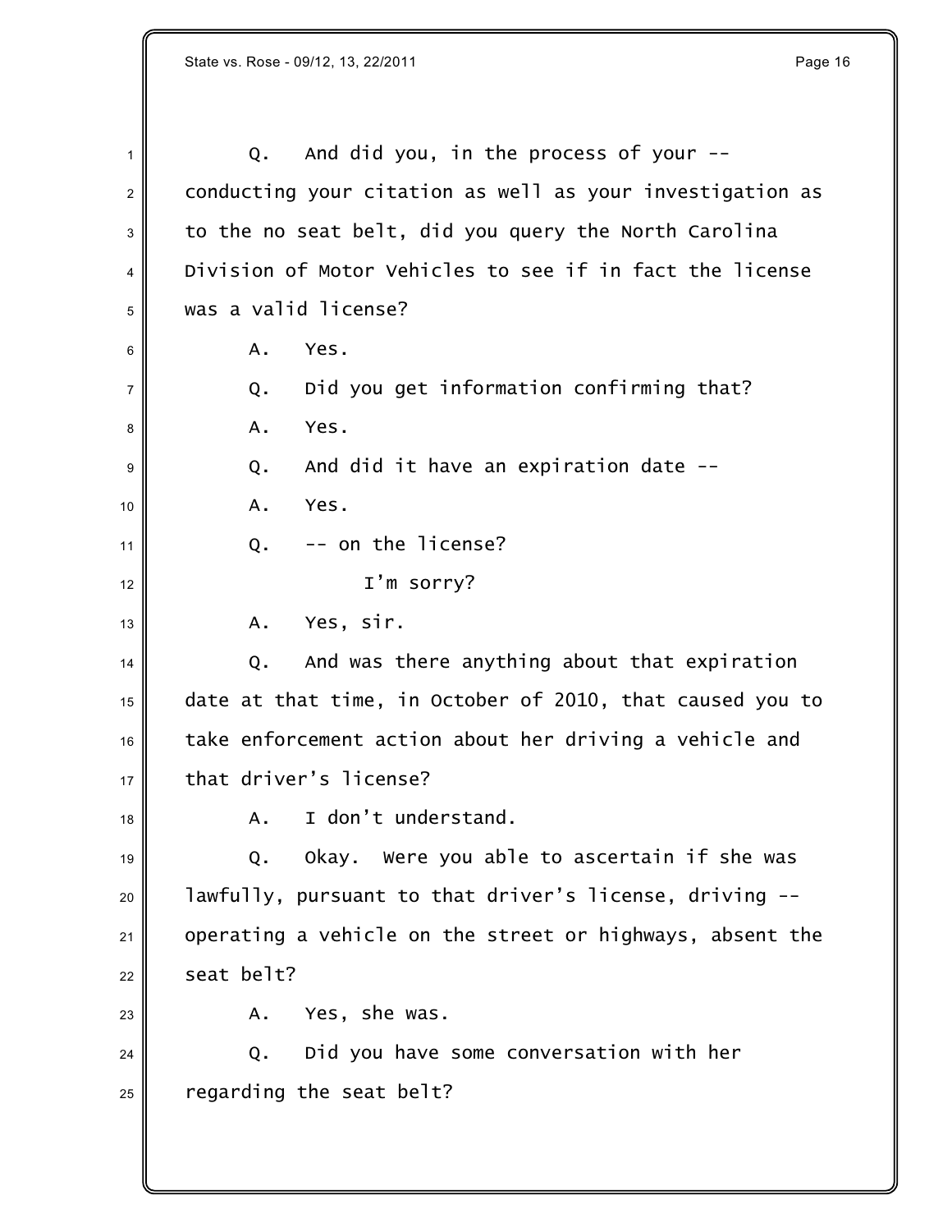Q. And did you, in the process of your -- conducting your citation as well as your investigation as to the no seat belt, did you query the North Carolina Division of Motor Vehicles to see if in fact the license was a valid license?

A. Yes.

Q. Did you get information confirming that?

A. Yes.

Q. And did it have an expiration date --

A. Yes.

Q. -- on the license?

I'm sorry?

A. Yes, sir.

Q. And was there anything about that expiration date at that time, in October of 2010, that caused you to take enforcement action about her driving a vehicle and that driver's license?

A. I don't understand.

Q. Okay. Were you able to ascertain if she was lawfully, pursuant to that driver's license, driving -- operating a vehicle on the street or highways, absent the seat belt?

A. Yes, she was.

Q. Did you have some conversation with her regarding the seat belt?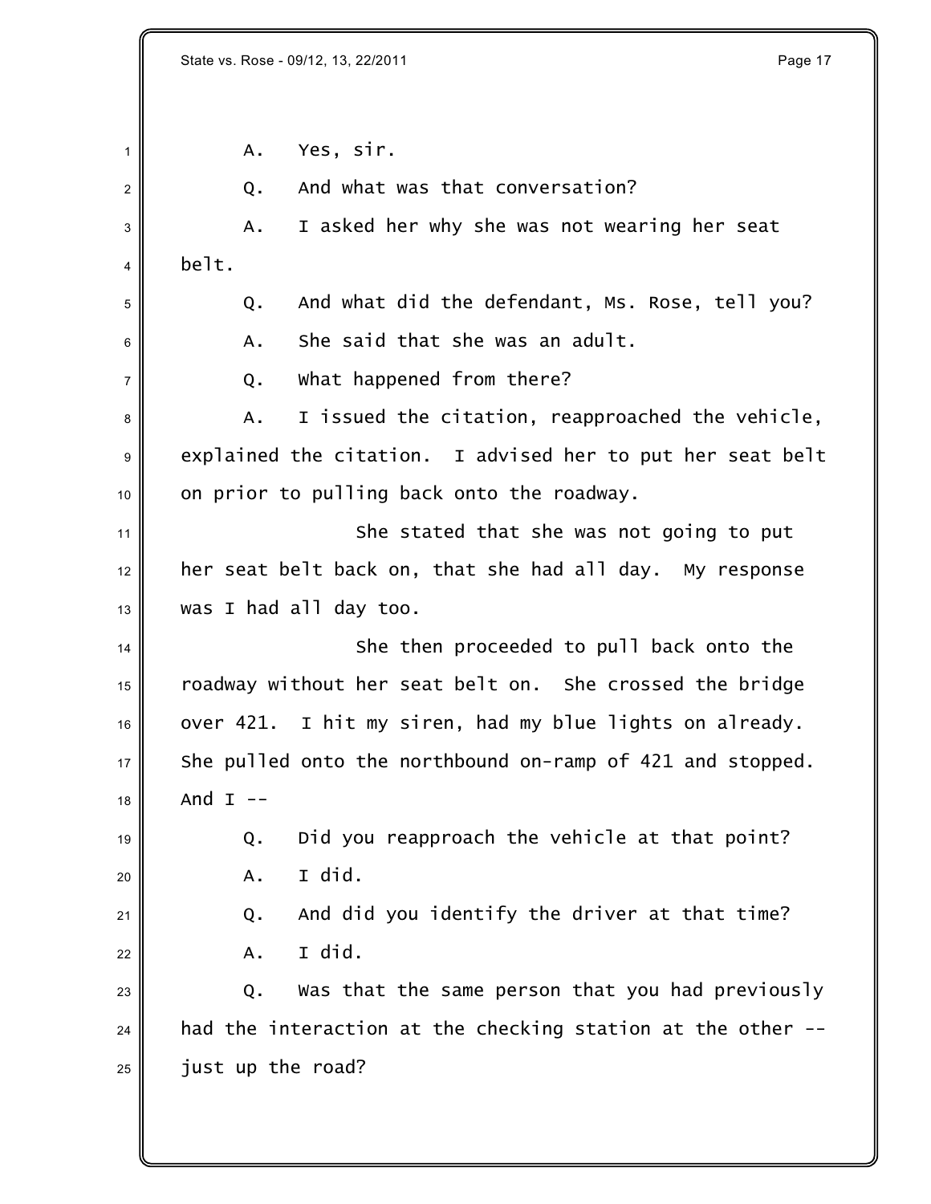A. Yes, sir.

Q. And what was that conversation?

A. I asked her why she was not wearing her seat belt.

Q. And what did the defendant, Ms. Rose, tell you?

A. She said that she was an adult.

Q. What happened from there?

A. I issued the citation, reapproached the vehicle, explained the citation. I advised her to put her seat belt on prior to pulling back onto the roadway.

She stated that she was not going to put her seat belt back on, that she had all day. My response was I had all day too.

She then proceeded to pull back onto the roadway without her seat belt on. She crossed the bridge over 421. I hit my siren, had my blue lights on already. She pulled onto the northbound on-ramp of 421 and stopped. And I --

Q. Did you reapproach the vehicle at that point?

A. I did.

Q. And did you identify the driver at that time?

A. I did.

Q. Was that the same person that you had previously had the interaction at the checking station at the other -- just up the road?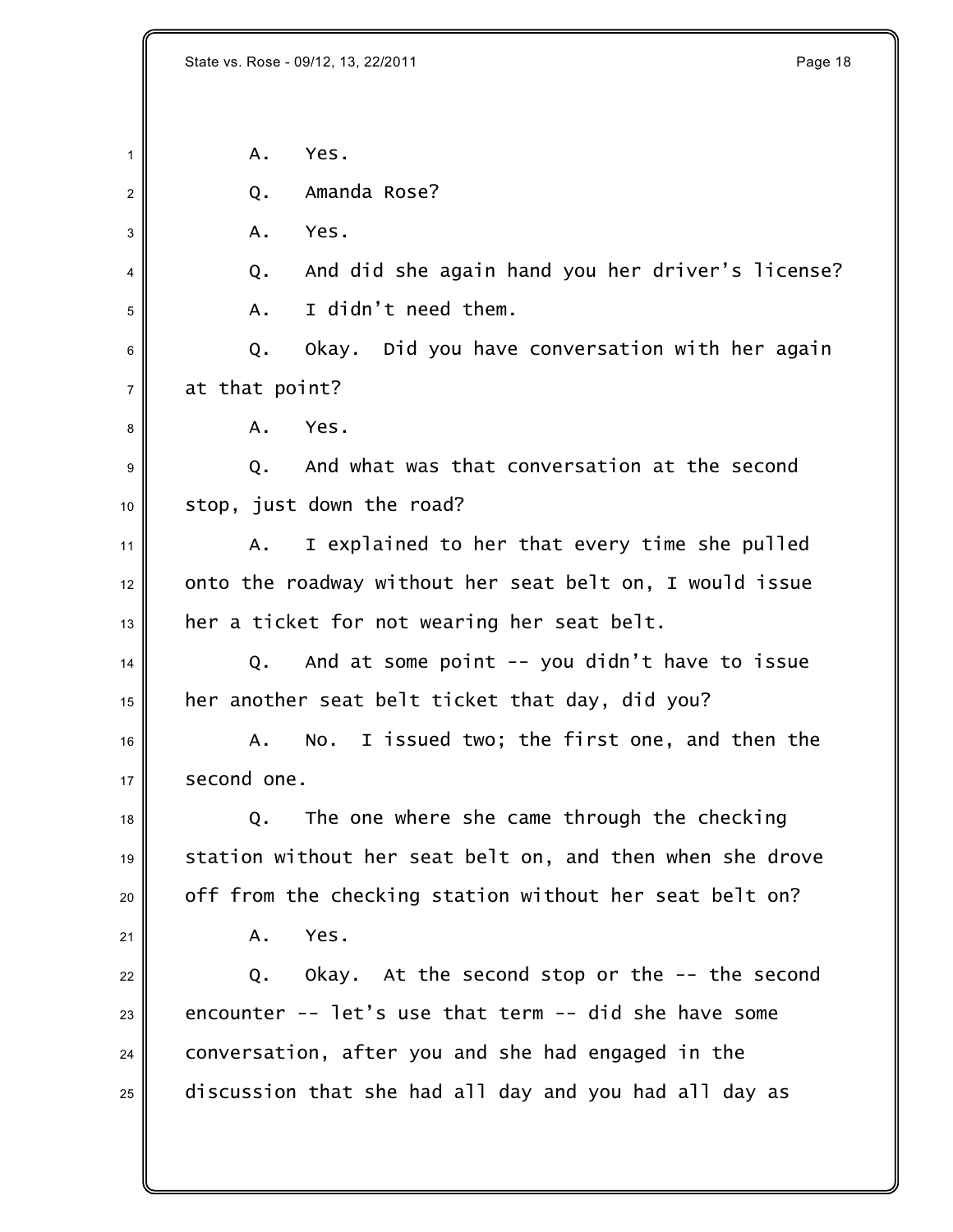A. Yes.

Q. Amanda Rose?

A. Yes.

Q. And did she again hand you her driver's license?

A. I didn't need them.

Q. Okay. Did you have conversation with her again at that point?

A. Yes.

Q. And what was that conversation at the second stop, just down the road?

A. I explained to her that every time she pulled onto the roadway without her seat belt on, I would issue her a ticket for not wearing her seat belt.

Q. And at some point -- you didn't have to issue her another seat belt ticket that day, did you?

A. No. I issued two; the first one, and then the second one.

Q. The one where she came through the checking station without her seat belt on, and then when she drove off from the checking station without her seat belt on?

A. Yes.

Q. Okay. At the second stop or the -- the second encounter -- let's use that term -- did she have some conversation, after you and she had engaged in the discussion that she had all day and you had all day as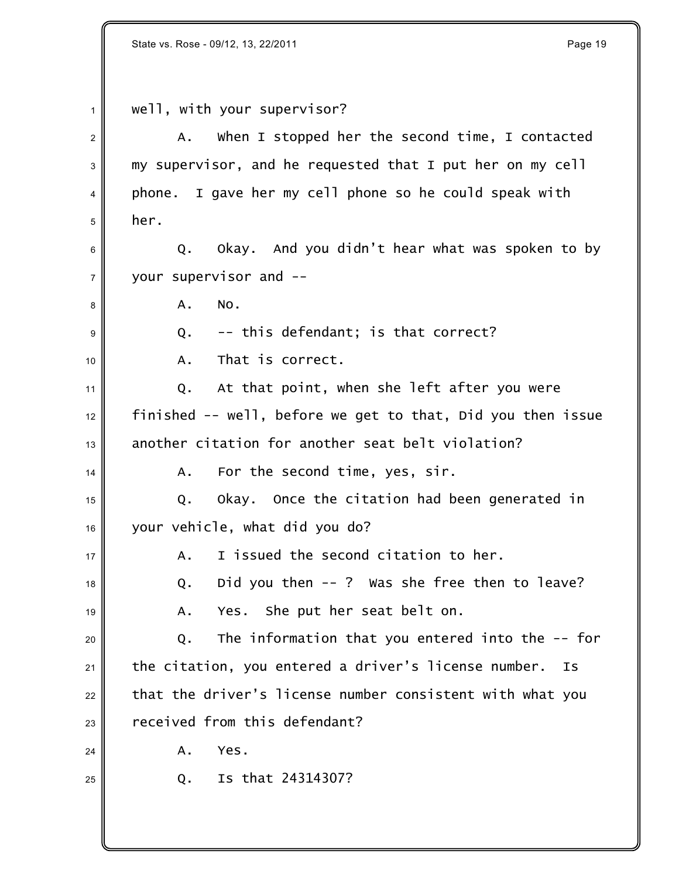well, with your supervisor?

A. When I stopped her the second time, I contacted my supervisor, and he requested that I put her on my cell phone. I gave her my cell phone so he could speak with her.

Q. Okay. And you didn't hear what was spoken to by your supervisor and --

A. No.

Q. -- this defendant; is that correct?

A. That is correct.

Q. At that point, when she left after you were finished -- well, before we get to that, Did you then issue another citation for another seat belt violation?

A. For the second time, yes, sir.

Q. Okay. Once the citation had been generated in your vehicle, what did you do?

A. I issued the second citation to her.

Q. Did you then -- ? Was she free then to leave?

A. Yes. She put her seat belt on.

Q. The information that you entered into the -- for the citation, you entered a driver's license number. Is that the driver's license number consistent with what you received from this defendant?

A. Yes.

Q. Is that 24314307?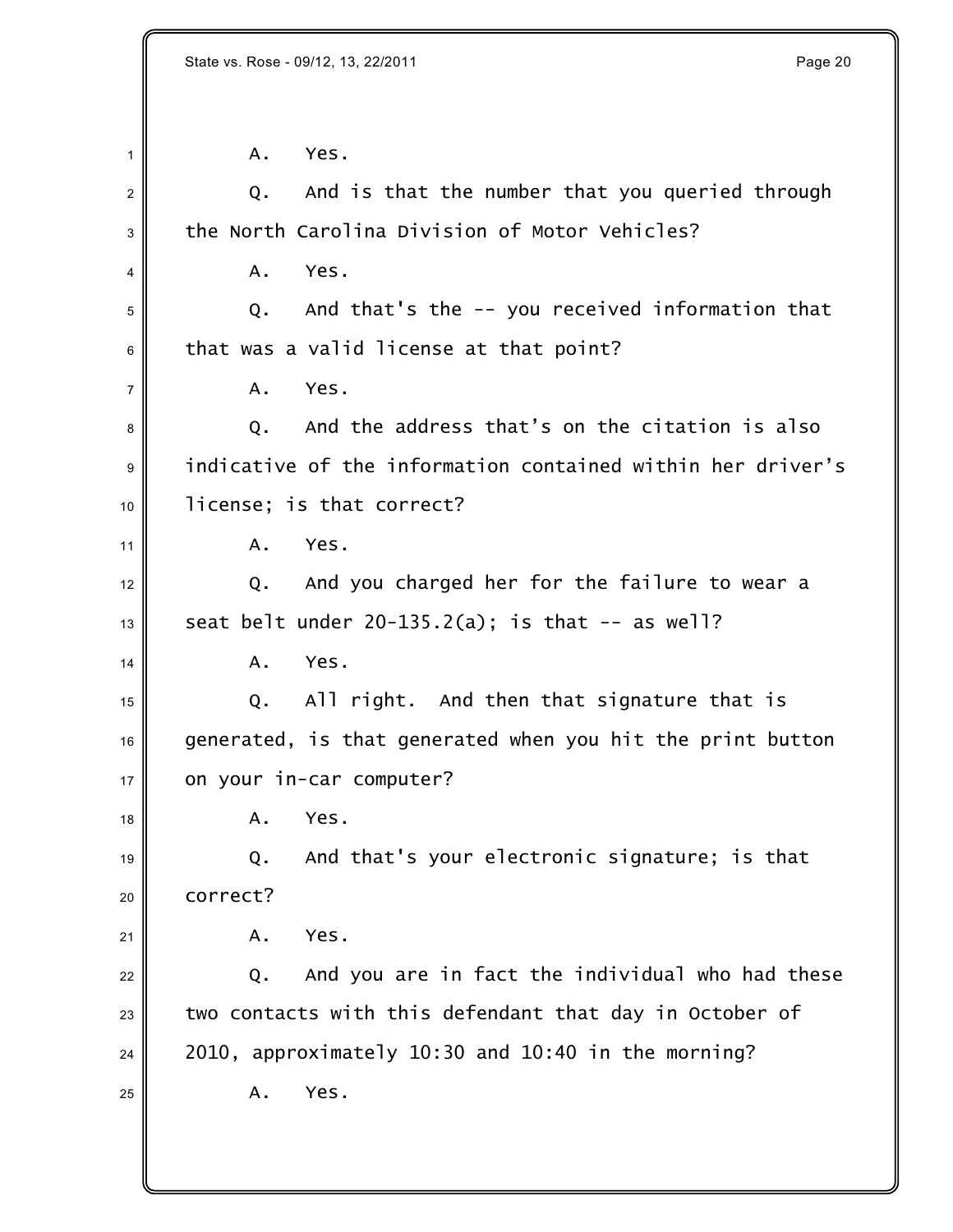A. Yes.

Q. And is that the number that you queried through the North Carolina Division of Motor Vehicles?

A. Yes.

Q. And that's the -- you received information that that was a valid license at that point?

A. Yes.

Q. And the address that's on the citation is also indicative of the information contained within her driver's license; is that correct?

A. Yes.

Q. And you charged her for the failure to wear a seat belt under 20-135.2(a); is that -- as well?

A. Yes.

Q. All right. And then that signature that is generated, is that generated when you hit the print button on your in-car computer?

A. Yes.

Q. And that's your electronic signature; is that correct?

A. Yes.

Q. And you are in fact the individual who had these two contacts with this defendant that day in October of 2010, approximately 10:30 and 10:40 in the morning?

A. Yes.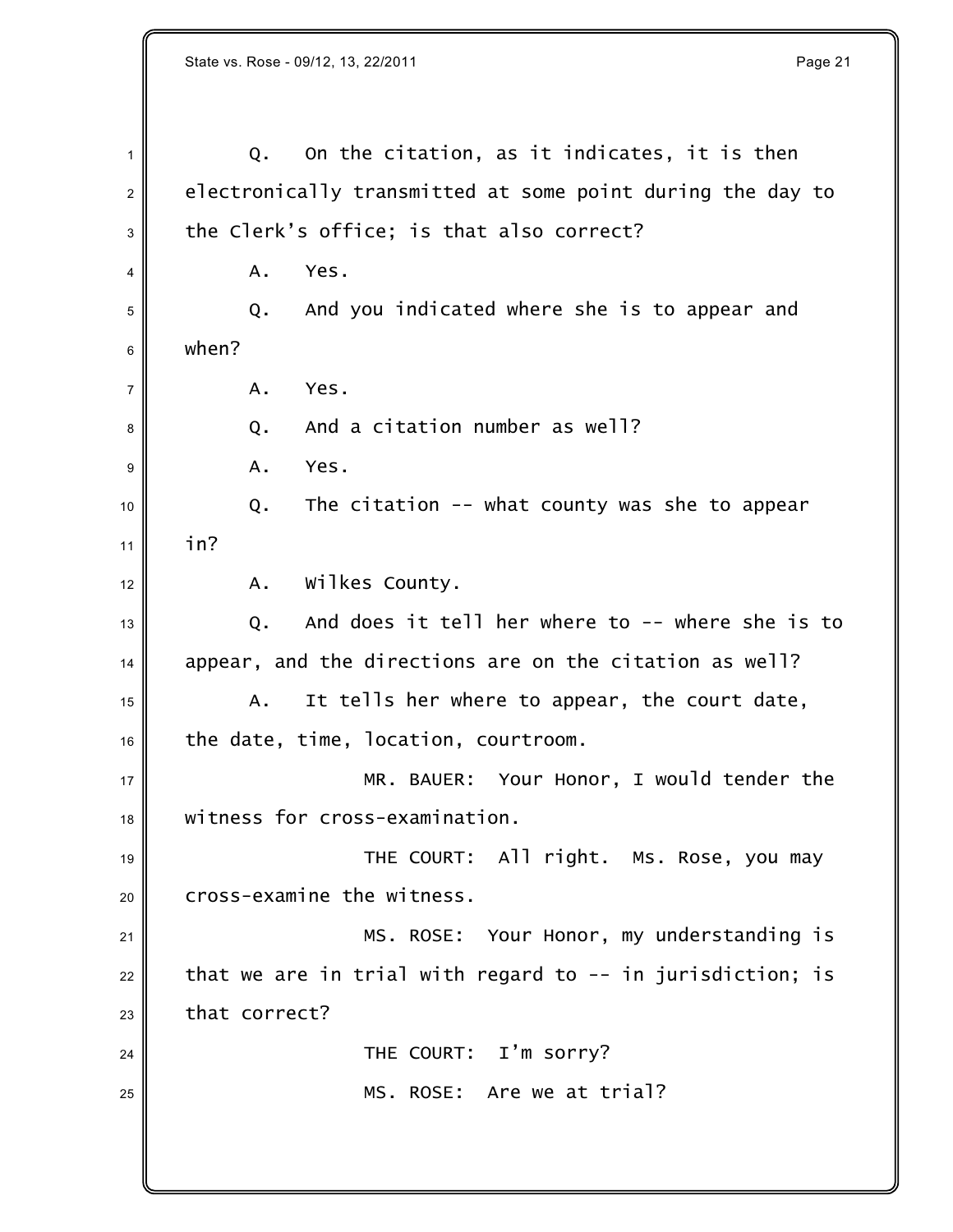Q. On the citation, as it indicates, it is then electronically transmitted at some point during the day to the Clerk's office; is that also correct?

A. Yes.

Q. And you indicated where she is to appear and when?

A. Yes.

Q. And a citation number as well?

A. Yes.

Q. The citation -- what county was she to appear in?

A. Wilkes County.

Q. And does it tell her where to -- where she is to appear, and the directions are on the citation as well?

A. It tells her where to appear, the court date, the date, time, location, courtroom.

MR. BAUER: Your Honor, I would tender the witness for cross-examination.

THE COURT: All right. Ms. Rose, you may cross-examine the witness.

MS. ROSE: Your Honor, my understanding is that we are in trial with regard to -- in jurisdiction; is that correct?

THE COURT: I'm sorry?

MS. ROSE: Are we at trial?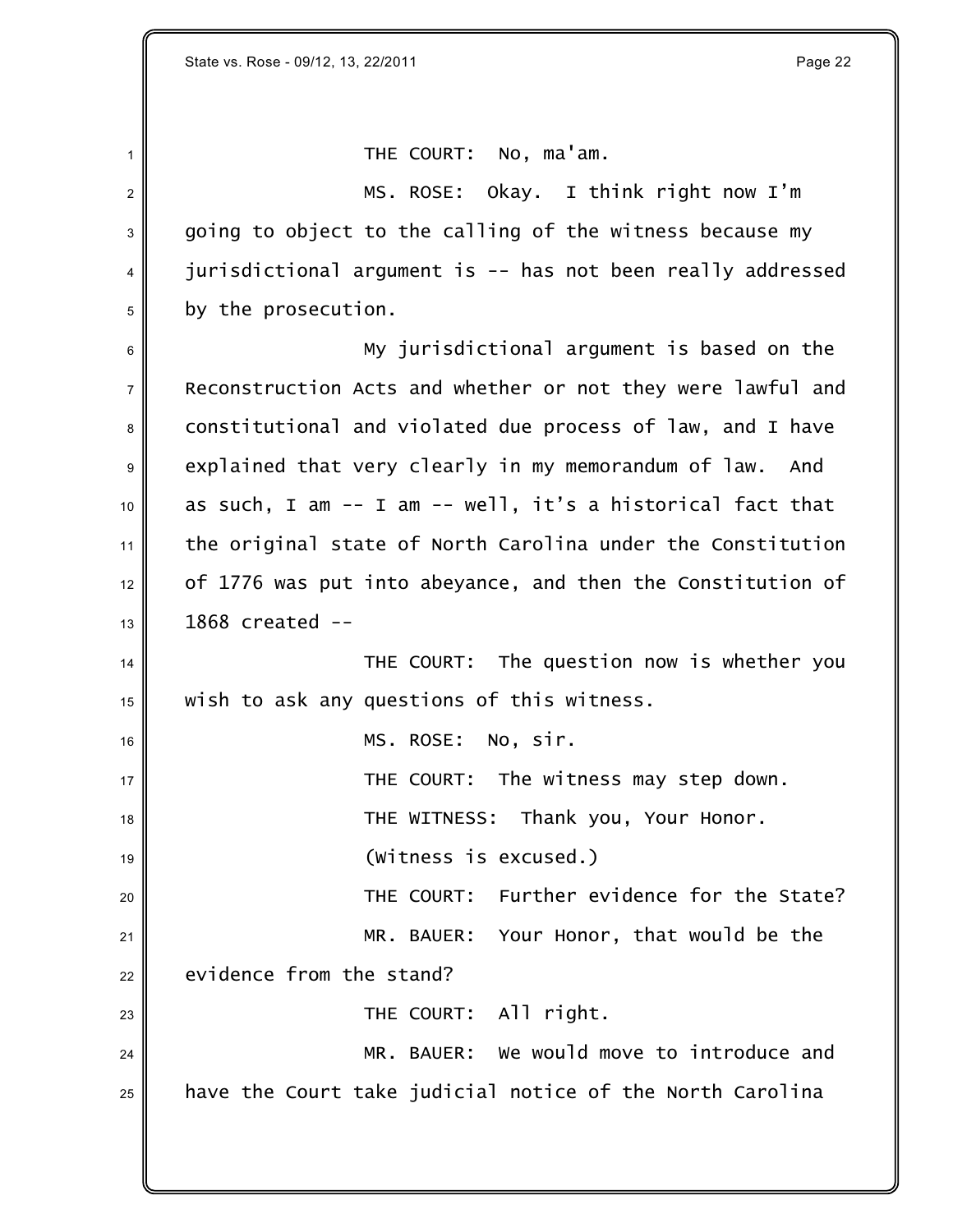THE COURT: No, ma'am.

MS. ROSE: Okay. I think right now I'm going to object to the calling of the witness because my jurisdictional argument is -- has not been really addressed by the prosecution.

My jurisdictional argument is based on the Reconstruction Acts and whether or not they were lawful and constitutional and violated due process of law, and I have explained that very clearly in my memorandum of law. And as such, I am -- I am -- well, it's a historical fact that the original state of North Carolina under the Constitution of 1776 was put into abeyance, and then the Constitution of 1868 created --

THE COURT: The question now is whether you wish to ask any questions of this witness.

MS. ROSE: No, sir.

THE COURT: The witness may step down.

THE WITNESS: Thank you, Your Honor.

(Witness is excused.)

THE COURT: Further evidence for the State?

MR. BAUER: Your Honor, that would be the evidence from the stand?

THE COURT: All right.

MR. BAUER: We would move to introduce and have the Court take judicial notice of the North Carolina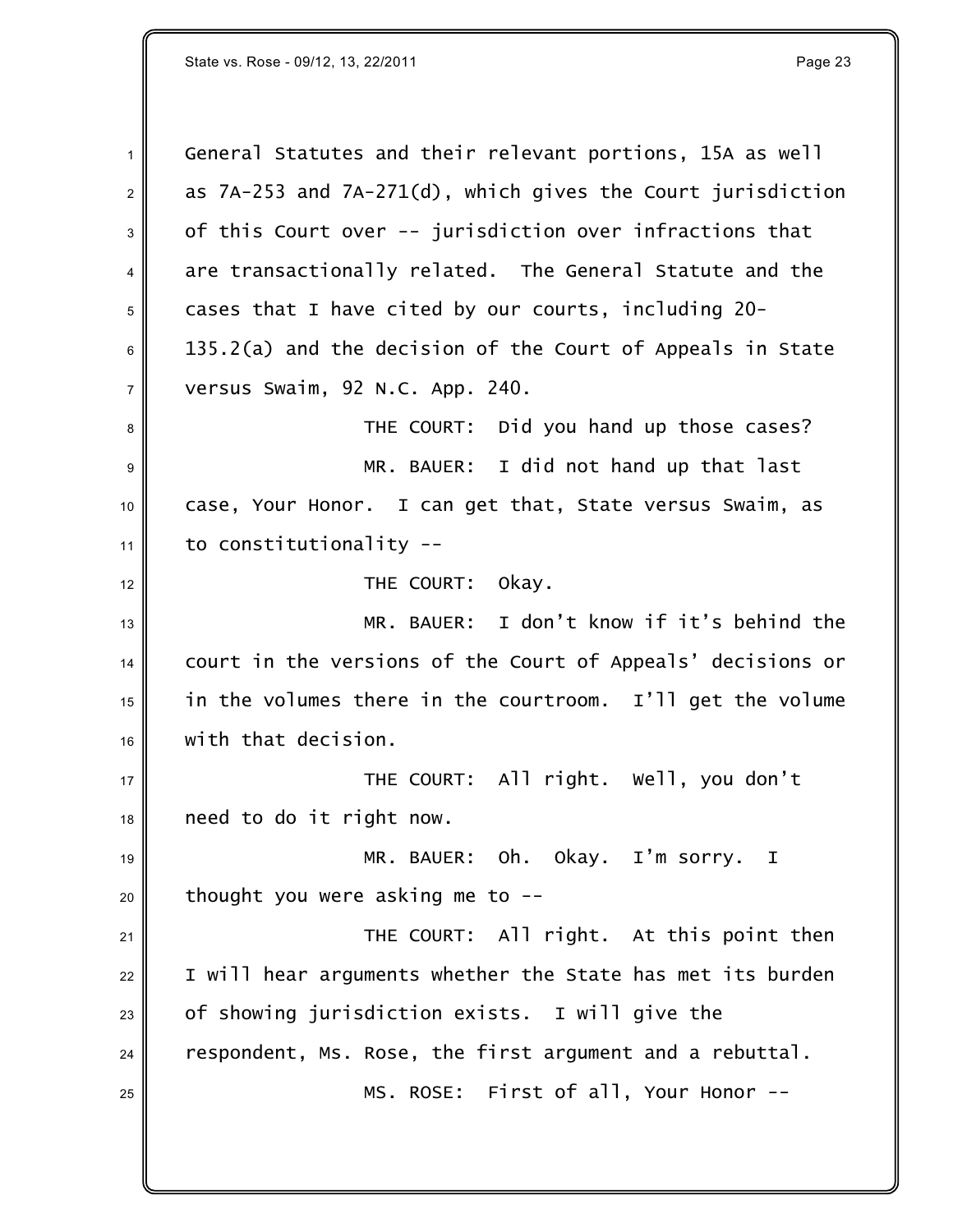General Statutes and their relevant portions, 15A as well as 7A-253 and 7A-271(d), which gives the Court jurisdiction of this Court over -- jurisdiction over infractions that are transactionally related. The General Statute and the cases that I have cited by our courts, including 20-135.2(a) and the decision of the Court of Appeals in State versus Swaim, 92 N.C. App. 240.

THE COURT: Did you hand up those cases?

MR. BAUER: I did not hand up that last case, Your Honor. I can get that, State versus Swaim, as to constitutionality --

THE COURT: Okay.

MR. BAUER: I don't know if it's behind the court in the versions of the Court of Appeals' decisions or in the volumes there in the courtroom. I'll get the volume with that decision.

THE COURT: All right. Well, you don't need to do it right now.

MR. BAUER: Oh. Okay. I'm sorry. I thought you were asking me to --

THE COURT: All right. At this point then I will hear arguments whether the State has met its burden of showing jurisdiction exists. I will give the respondent, Ms. Rose, the first argument and a rebuttal.

MS. ROSE: First of all, Your Honor --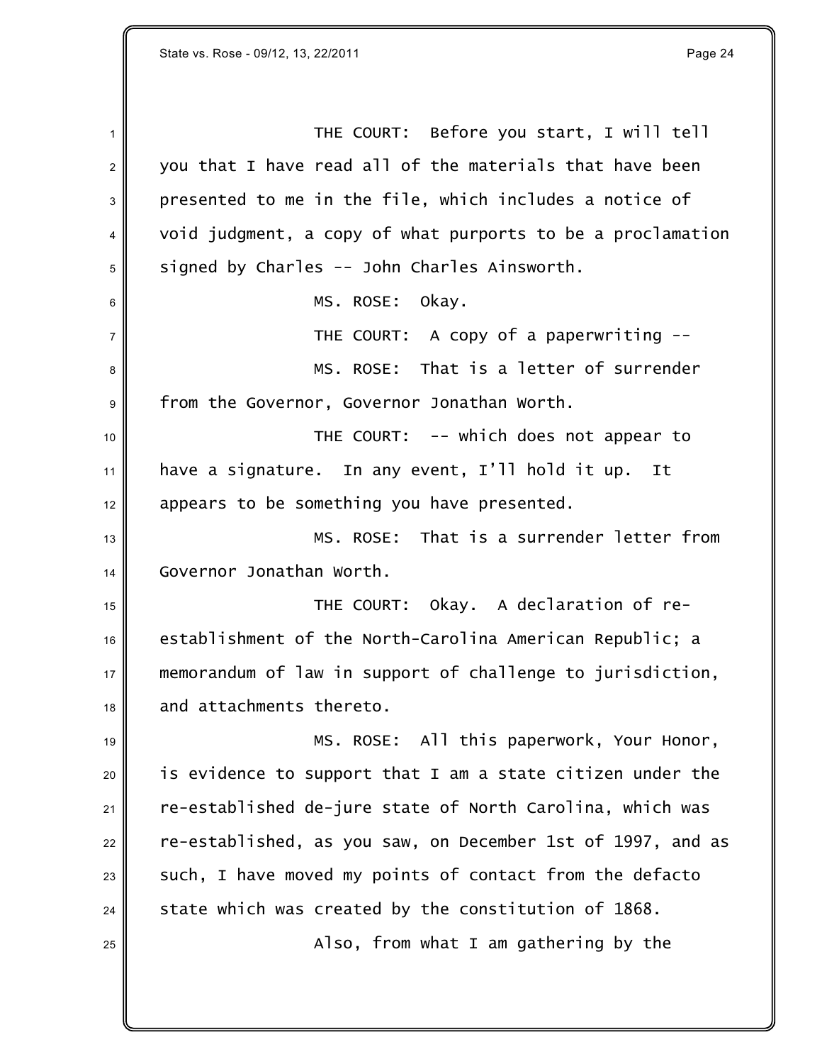THE COURT: Before you start, I will tell you that I have read all of the materials that have been presented to me in the file, which includes a notice of void judgment, a copy of what purports to be a proclamation signed by Charles -- John Charles Ainsworth.

MS. ROSE: Okay.

THE COURT: A copy of a paperwriting --

MS. ROSE: That is a letter of surrender from the Governor, Governor Jonathan Worth.

THE COURT: -- which does not appear to have a signature. In any event, I'll hold it up. It appears to be something you have presented.

MS. ROSE: That is a surrender letter from Governor Jonathan Worth.

THE COURT: Okay. A declaration of re-establishment of the North-Carolina American Republic; a memorandum of law in support of challenge to jurisdiction, and attachments thereto.

MS. ROSE: All this paperwork, Your Honor, is evidence to support that I am a state citizen under the re-established de-jure state of North Carolina, which was re-established, as you saw, on December 1st of 1997, and as such, I have moved my points of contact from the defacto state which was created by the constitution of 1868.

Also, from what I am gathering by the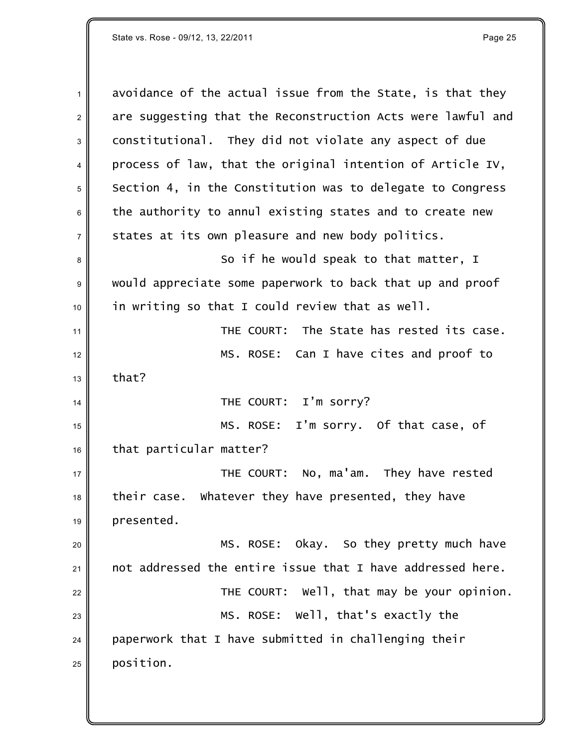avoidance of the actual issue from the State, is that they are suggesting that the Reconstruction Acts were lawful and constitutional. They did not violate any aspect of due process of law, that the original intention of Article IV, Section 4, in the Constitution was to delegate to Congress the authority to annul existing states and to create new states at its own pleasure and new body politics.

So if he would speak to that matter, I would appreciate some paperwork to back that up and proof in writing so that I could review that as well.

THE COURT: The State has rested its case.

MS. ROSE: Can I have cites and proof to that?

THE COURT: I'm sorry?

MS. ROSE: I'm sorry. Of that case, of that particular matter?

THE COURT: No, ma'am. They have rested their case. Whatever they have presented, they have presented.

MS. ROSE: Okay. So they pretty much have not addressed the entire issue that I have addressed here.

THE COURT: Well, that may be your opinion.

MS. ROSE: Well, that's exactly the paperwork that I have submitted in challenging their position.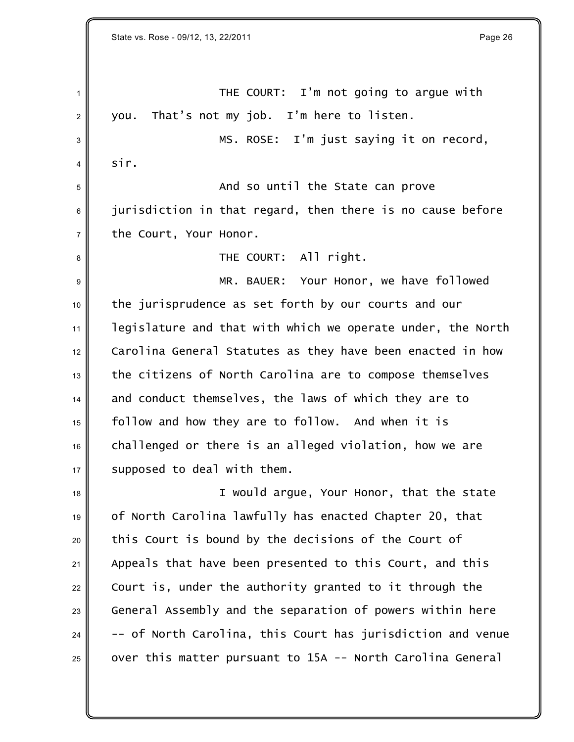THE COURT: I'm not going to argue with you. That's not my job. I'm here to listen.

MS. ROSE: I'm just saying it on record, sir.

And so until the State can prove jurisdiction in that regard, then there is no cause before the Court, Your Honor.

THE COURT: All right.

MR. BAUER: Your Honor, we have followed the jurisprudence as set forth by our courts and our legislature and that with which we operate under, the North Carolina General Statutes as they have been enacted in how the citizens of North Carolina are to compose themselves and conduct themselves, the laws of which they are to follow and how they are to follow. And when it is challenged or there is an alleged violation, how we are supposed to deal with them.

I would argue, Your Honor, that the state of North Carolina lawfully has enacted Chapter 20, that this Court is bound by the decisions of the Court of Appeals that have been presented to this Court, and this Court is, under the authority granted to it through the General Assembly and the separation of powers within here -- of North Carolina, this Court has jurisdiction and venue over this matter pursuant to 15A -- North Carolina General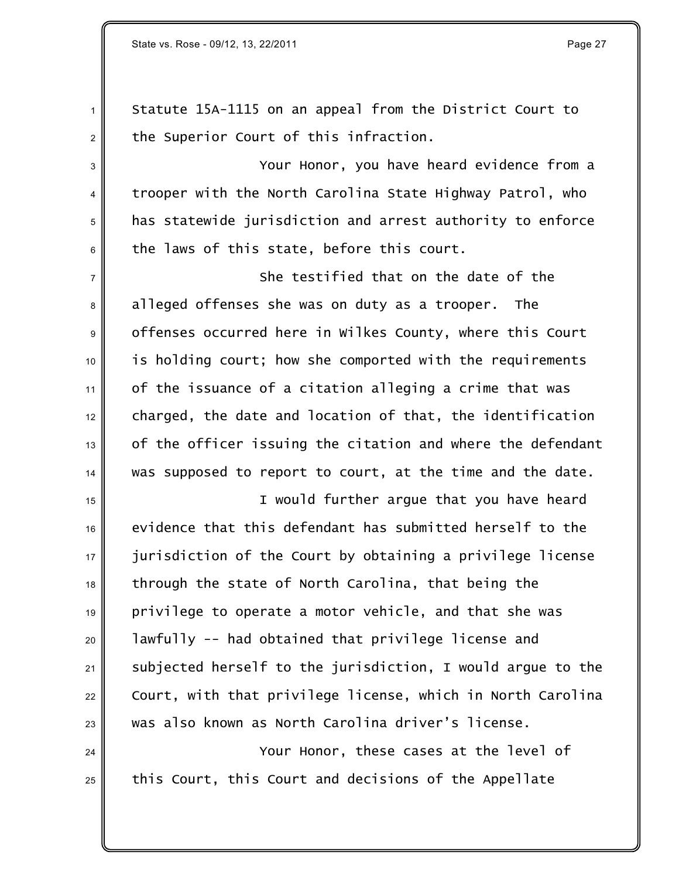Statute 15A-1115 on an appeal from the District Court to the Superior Court of this infraction.

Your Honor, you have heard evidence from a trooper with the North Carolina State Highway Patrol, who has statewide jurisdiction and arrest authority to enforce the laws of this state, before this court.

She testified that on the date of the alleged offenses she was on duty as a trooper. The offenses occurred here in Wilkes County, where this Court is holding court; how she comported with the requirements of the issuance of a citation alleging a crime that was charged, the date and location of that, the identification of the officer issuing the citation and where the defendant was supposed to report to court, at the time and the date.

I would further argue that you have heard evidence that this defendant has submitted herself to the jurisdiction of the Court by obtaining a privilege license through the state of North Carolina, that being the privilege to operate a motor vehicle, and that she was lawfully -- had obtained that privilege license and subjected herself to the jurisdiction, I would argue to the Court, with that privilege license, which in North Carolina was also known as North Carolina driver's license.

Your Honor, these cases at the level of this Court, this Court and decisions of the Appellate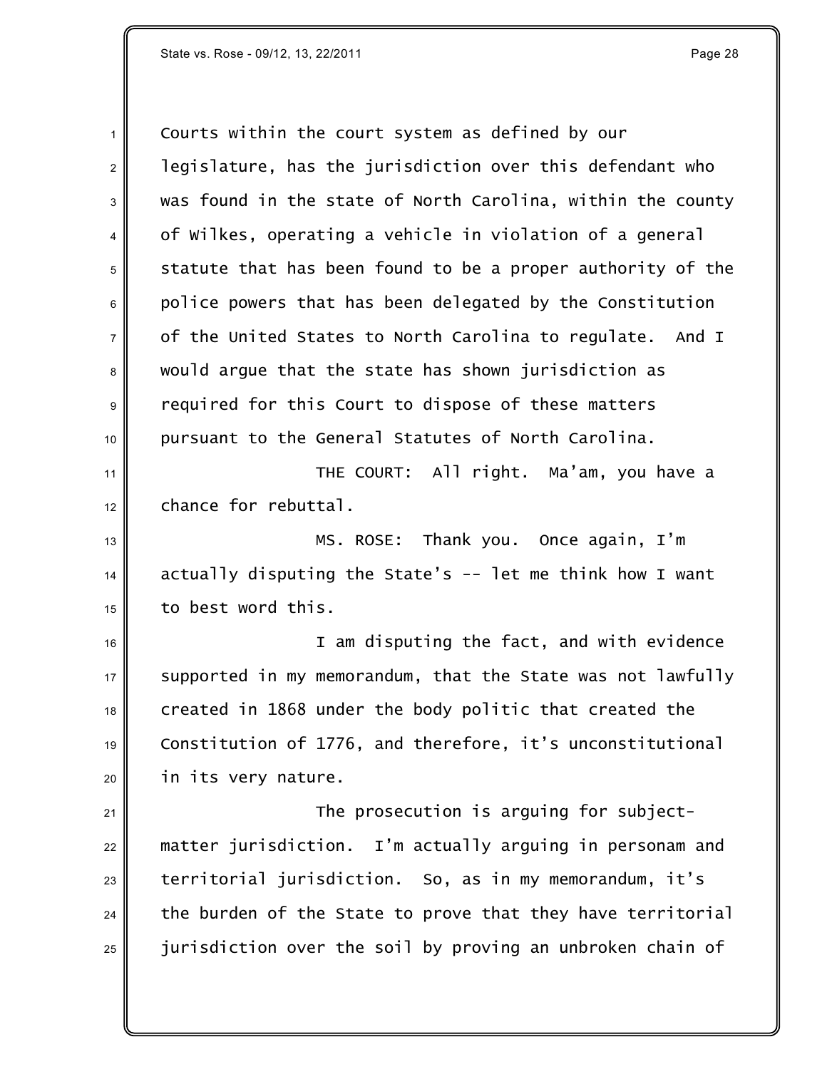Courts within the court system as defined by our legislature, has the jurisdiction over this defendant who was found in the state of North Carolina, within the county of Wilkes, operating a vehicle in violation of a general statute that has been found to be a proper authority of the police powers that has been delegated by the Constitution of the United States to North Carolina to regulate. And I would argue that the state has shown jurisdiction as required for this Court to dispose of these matters pursuant to the General Statutes of North Carolina.

THE COURT: All right. Ma'am, you have a chance for rebuttal.

MS. ROSE: Thank you. Once again, I'm actually disputing the State's -- let me think how I want to best word this.

I am disputing the fact, and with evidence supported in my memorandum, that the State was not lawfully created in 1868 under the body politic that created the Constitution of 1776, and therefore, it's unconstitutional in its very nature.

The prosecution is arguing for subject-matter jurisdiction. I'm actually arguing in personam and territorial jurisdiction. So, as in my memorandum, it's the burden of the State to prove that they have territorial jurisdiction over the soil by proving an unbroken chain of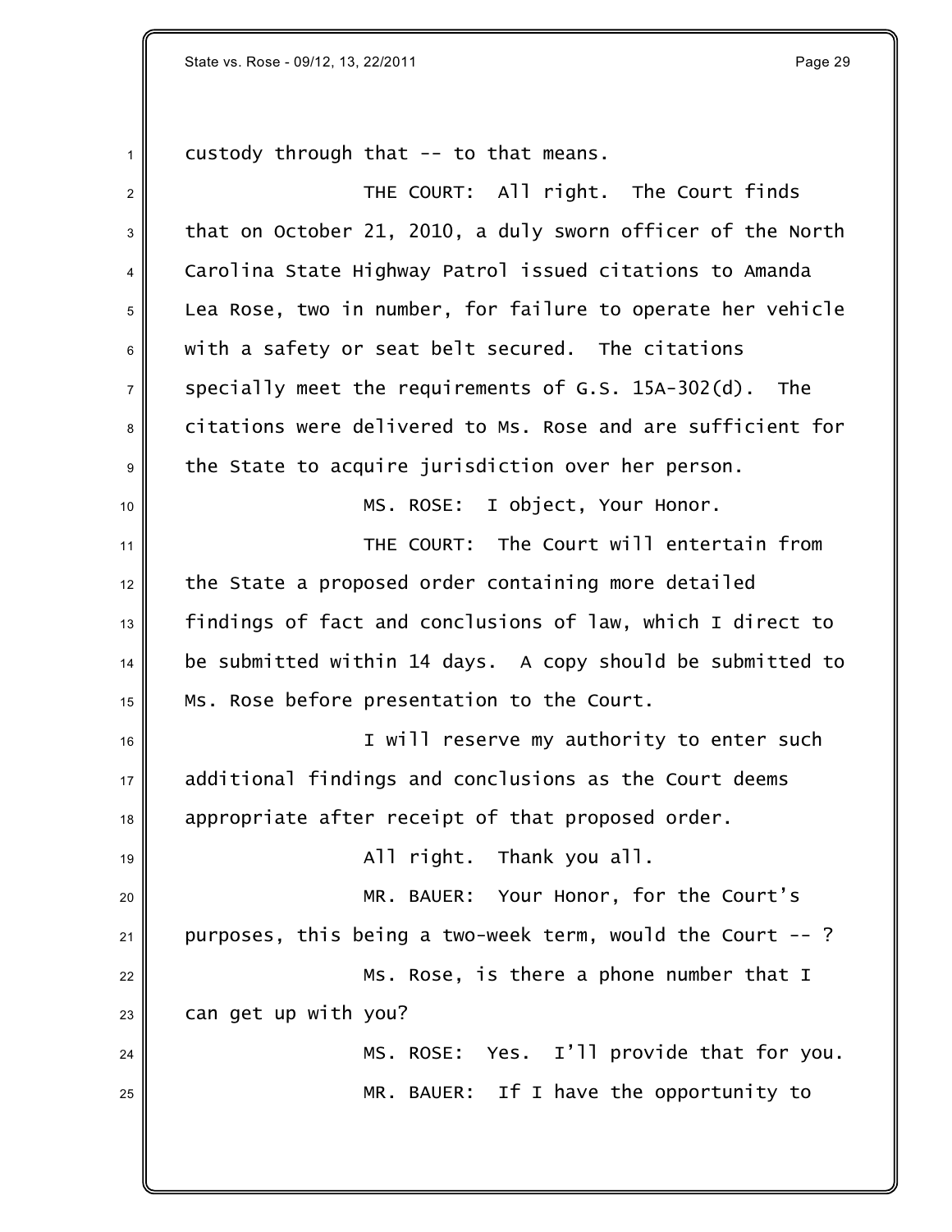custody through that -- to that means.

THE COURT: All right. The Court finds that on October 21, 2010, a duly sworn officer of the North Carolina State Highway Patrol issued citations to Amanda Lea Rose, two in number, for failure to operate her vehicle with a safety or seat belt secured. The citations specially meet the requirements of G.S. 15A-302(d). The citations were delivered to Ms. Rose and are sufficient for the State to acquire jurisdiction over her person.

MS. ROSE: I object, Your Honor.

THE COURT: The Court will entertain from the State a proposed order containing more detailed findings of fact and conclusions of law, which I direct to be submitted within 14 days. A copy should be submitted to Ms. Rose before presentation to the Court.

I will reserve my authority to enter such additional findings and conclusions as the Court deems appropriate after receipt of that proposed order.

All right. Thank you all.

MR. BAUER: Your Honor, for the Court's purposes, this being a two-week term, would the Court -- ?

Ms. Rose, is there a phone number that I can get up with you?

MS. ROSE: Yes. I'll provide that for you.

MR. BAUER: If I have the opportunity to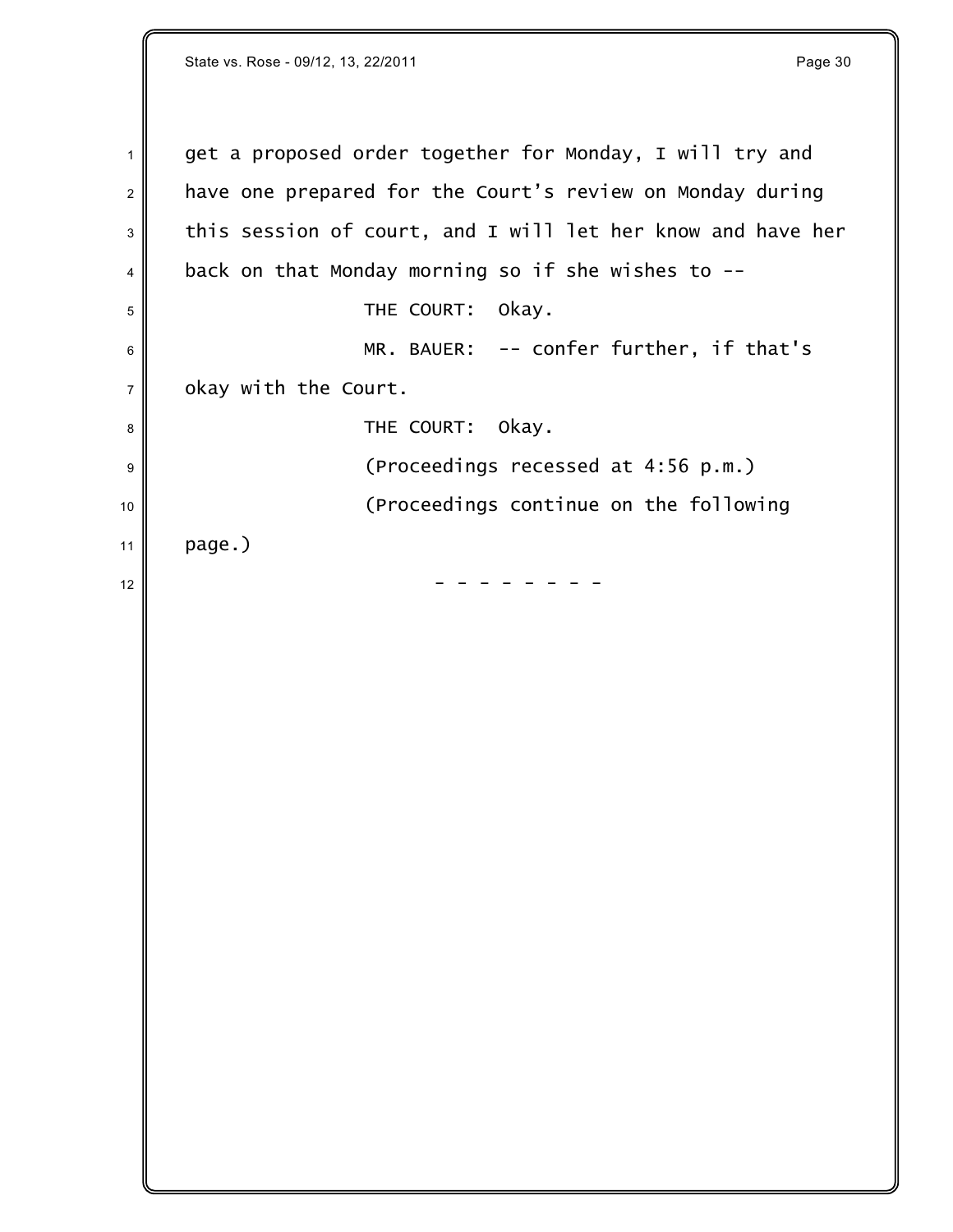get a proposed order together for Monday, I will try and have one prepared for the Court's review on Monday during this session of court, and I will let her know and have her back on that Monday morning so if she wishes to --

THE COURT: Okay.

MR. BAUER: -- confer further, if that's okay with the Court.

THE COURT: Okay.

(Proceedings recessed at 4:56 p.m.)

(Proceedings continue on the following page.)

\- - - - - - - -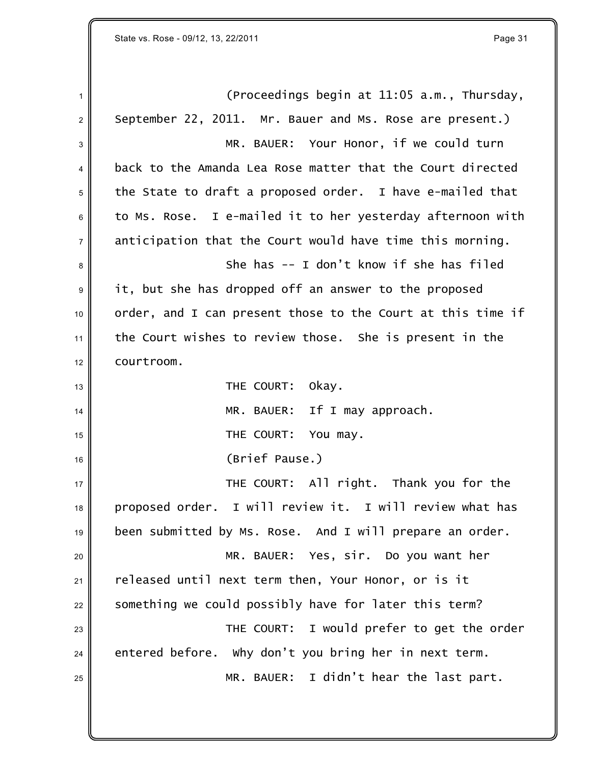(Proceedings begin at 11:05 a.m., Thursday, September 22, 2011. Mr. Bauer and Ms. Rose are present.)

MR. BAUER: Your Honor, if we could turn back to the Amanda Lea Rose matter that the Court directed the State to draft a proposed order. I have e-mailed that to Ms. Rose. I e-mailed it to her yesterday afternoon with anticipation that the Court would have time this morning.

She has -- I don't know if she has filed it, but she has dropped off an answer to the proposed order, and I can present those to the Court at this time if the Court wishes to review those. She is present in the courtroom.

THE COURT: Okay.

MR. BAUER: If I may approach.

THE COURT: You may.

(Brief Pause.)

THE COURT: All right. Thank you for the proposed order. I will review it. I will review what has been submitted by Ms. Rose. And I will prepare an order.

MR. BAUER: Yes, sir. Do you want her released until next term then, Your Honor, or is it something we could possibly have for later this term?

THE COURT: I would prefer to get the order entered before. Why don't you bring her in next term.

MR. BAUER: I didn't hear the last part.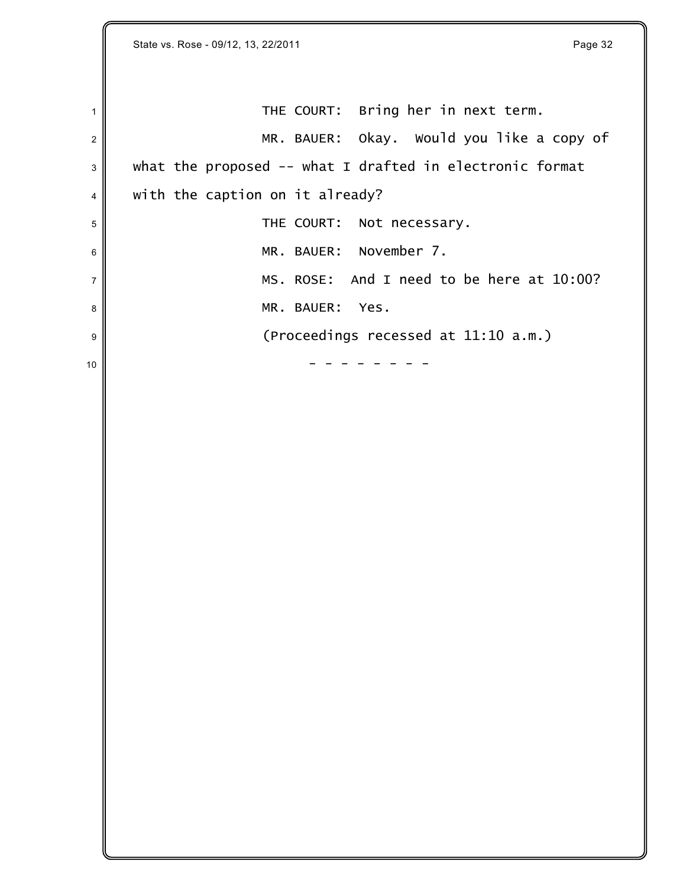THE COURT: Bring her in next term.

MR. BAUER: Okay. Would you like a copy of what the proposed -- what I drafted in electronic format with the caption on it already?

THE COURT: Not necessary.

MR. BAUER: November 7.

MS. ROSE: And I need to be here at 10:00?

MR. BAUER: Yes.

(Proceedings recessed at 11:10 a.m.)

\- - - - - - - -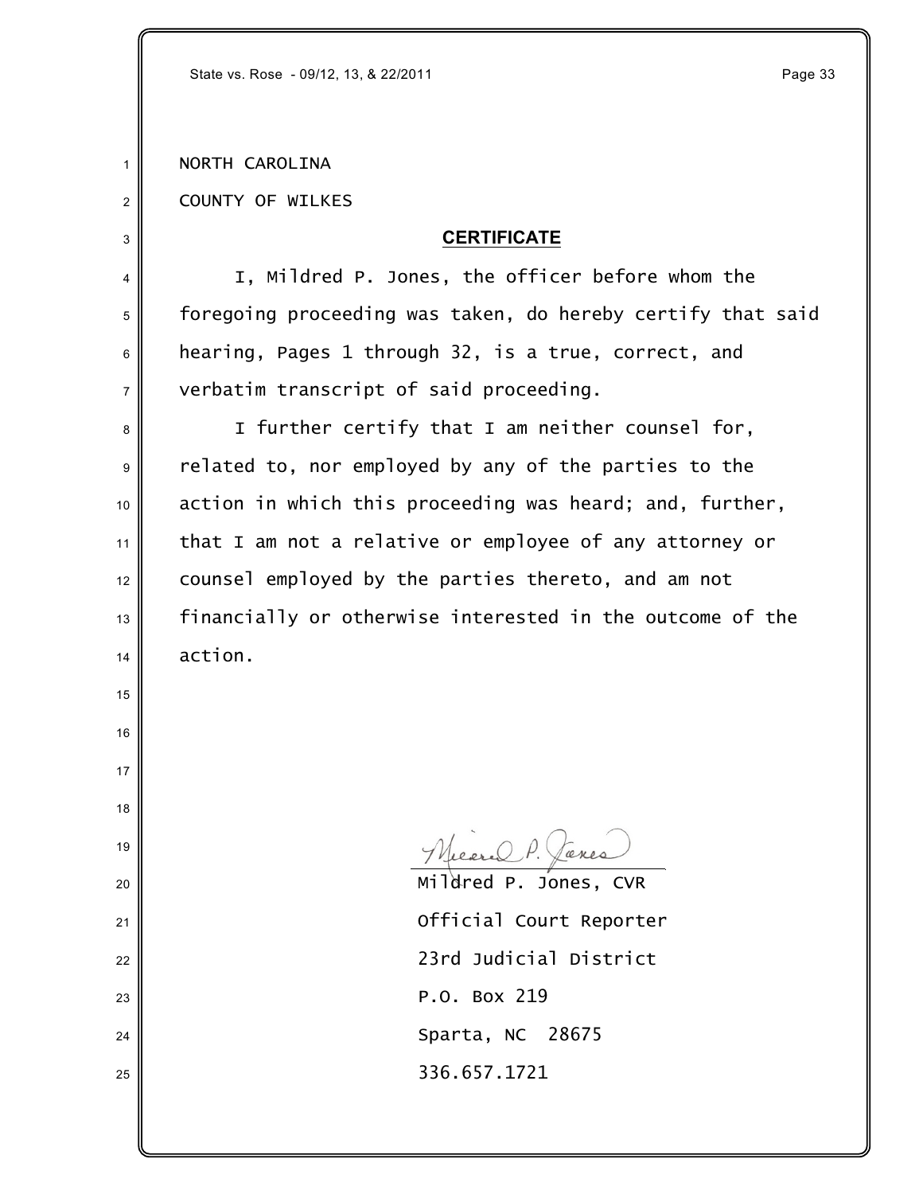NORTH CAROLINA

COUNTY OF WILKES

**CERTIFICATE**

I, Mildred P. Jones, the officer before whom the foregoing proceeding was taken, do hereby certify that said hearing, Pages 1 through 32, is a true, correct, and verbatim transcript of said proceeding.

I further certify that I am neither counsel for, related to, nor employed by any of the parties to the action in which this proceeding was heard; and, further, that I am not a relative or employee of any attorney or counsel employed by the parties thereto, and am not financially or otherwise interested in the outcome of the action.

Mildred P. Jones

Mildred P. Jones, CVR
Official Court Reporter
23rd Judicial District
P.O. Box 219
Sparta, NC 28675
336.657.1721